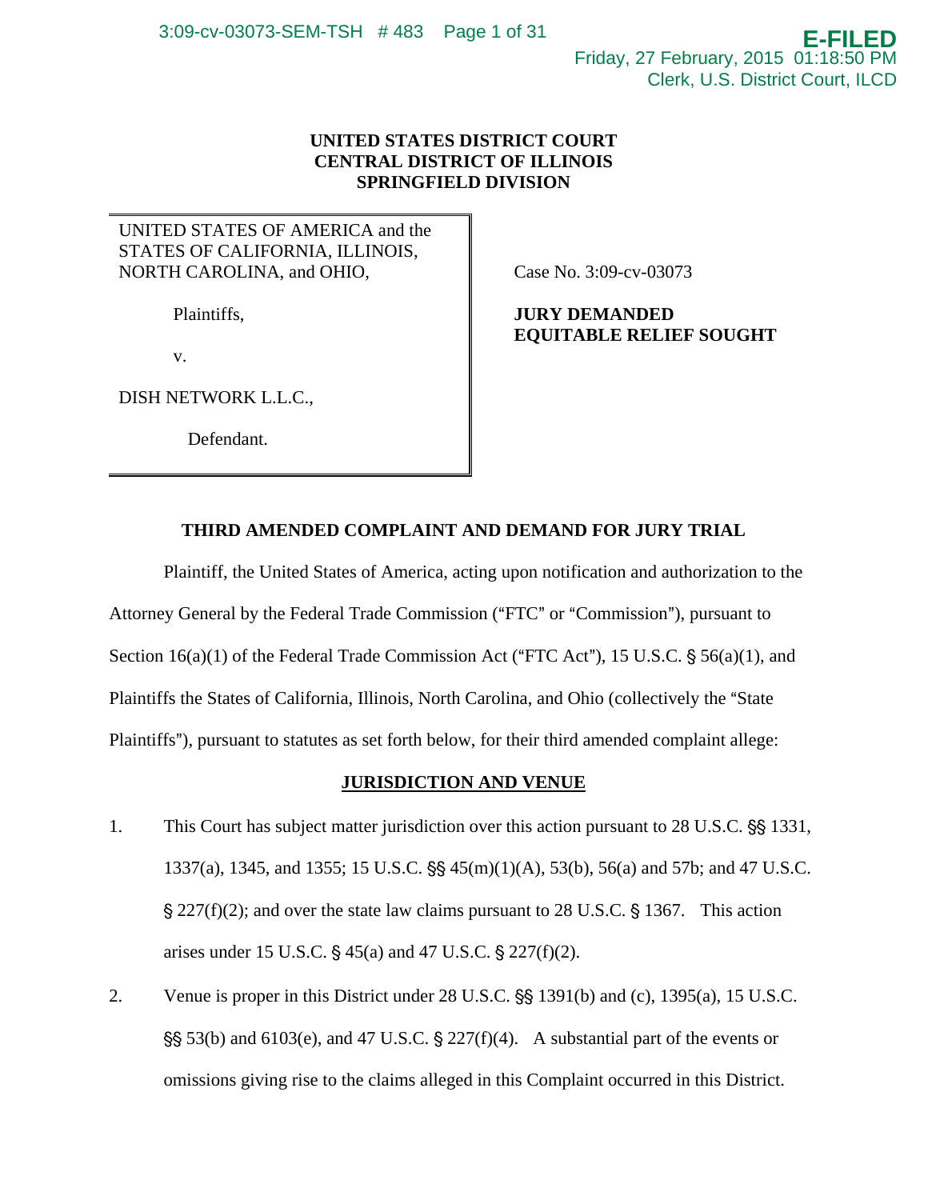UNITED STATES DISTRICT COURT
CENTRAL DISTRICT OF ILLINOIS
SPRINGFIELD DIVISION

| | |
|---|---|
| UNITED STATES OF AMERICA and the STATES OF CALIFORNIA, ILLINOIS, NORTH CAROLINA, and OHIO,<br><br>Plaintiffs,<br><br>v.<br><br>DISH NETWORK L.L.C.,<br><br>Defendant. | Case No. 3:09-cv-03073<br><br>**JURY DEMANDED**<br>**EQUITABLE RELIEF SOUGHT** |

**THIRD AMENDED COMPLAINT AND DEMAND FOR JURY TRIAL**

Plaintiff, the United States of America, acting upon notification and authorization to the Attorney General by the Federal Trade Commission ("FTC" or "Commission"), pursuant to Section 16(a)(1) of the Federal Trade Commission Act ("FTC Act"), 15 U.S.C. § 56(a)(1), and Plaintiffs the States of California, Illinois, North Carolina, and Ohio (collectively the "State Plaintiffs"), pursuant to statutes as set forth below, for their third amended complaint allege:

**JURISDICTION AND VENUE**

1. This Court has subject matter jurisdiction over this action pursuant to 28 U.S.C. §§ 1331, 1337(a), 1345, and 1355; 15 U.S.C. §§ 45(m)(1)(A), 53(b), 56(a) and 57b; and 47 U.S.C. § 227(f)(2); and over the state law claims pursuant to 28 U.S.C. § 1367. This action arises under 15 U.S.C. § 45(a) and 47 U.S.C. § 227(f)(2).

2. Venue is proper in this District under 28 U.S.C. §§ 1391(b) and (c), 1395(a), 15 U.S.C. §§ 53(b) and 6103(e), and 47 U.S.C. § 227(f)(4). A substantial part of the events or omissions giving rise to the claims alleged in this Complaint occurred in this District.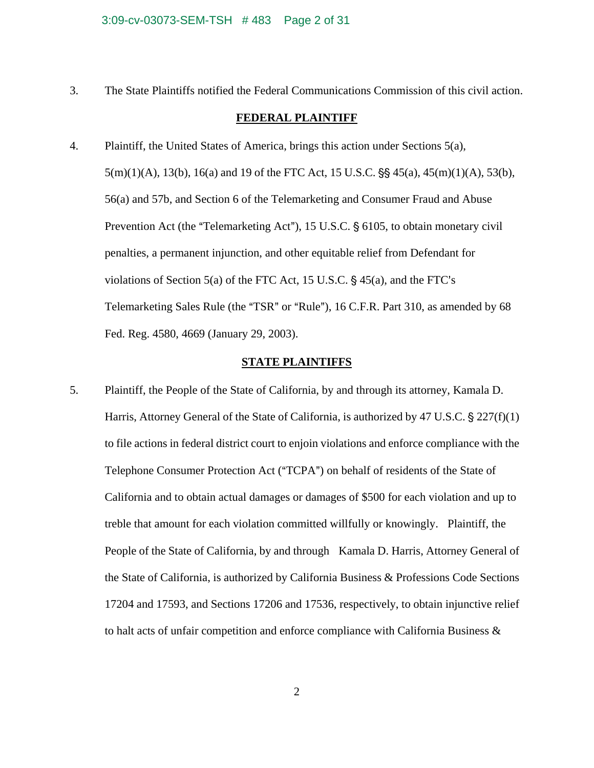3. The State Plaintiffs notified the Federal Communications Commission of this civil action.

**FEDERAL PLAINTIFF**

4. Plaintiff, the United States of America, brings this action under Sections 5(a), 5(m)(1)(A), 13(b), 16(a) and 19 of the FTC Act, 15 U.S.C. §§ 45(a), 45(m)(1)(A), 53(b), 56(a) and 57b, and Section 6 of the Telemarketing and Consumer Fraud and Abuse Prevention Act (the "Telemarketing Act"), 15 U.S.C. § 6105, to obtain monetary civil penalties, a permanent injunction, and other equitable relief from Defendant for violations of Section 5(a) of the FTC Act, 15 U.S.C. § 45(a), and the FTC's Telemarketing Sales Rule (the "TSR" or "Rule"), 16 C.F.R. Part 310, as amended by 68 Fed. Reg. 4580, 4669 (January 29, 2003).

**STATE PLAINTIFFS**

5. Plaintiff, the People of the State of California, by and through its attorney, Kamala D. Harris, Attorney General of the State of California, is authorized by 47 U.S.C. § 227(f)(1) to file actions in federal district court to enjoin violations and enforce compliance with the Telephone Consumer Protection Act ("TCPA") on behalf of residents of the State of California and to obtain actual damages or damages of $500 for each violation and up to treble that amount for each violation committed willfully or knowingly. Plaintiff, the People of the State of California, by and through Kamala D. Harris, Attorney General of the State of California, is authorized by California Business & Professions Code Sections 17204 and 17593, and Sections 17206 and 17536, respectively, to obtain injunctive relief to halt acts of unfair competition and enforce compliance with California Business &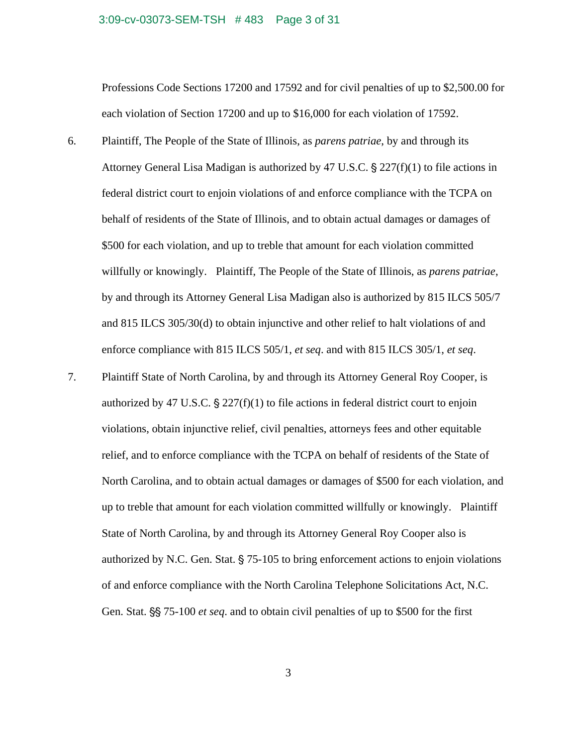Professions Code Sections 17200 and 17592 and for civil penalties of up to $2,500.00 for each violation of Section 17200 and up to $16,000 for each violation of 17592.

6. Plaintiff, The People of the State of Illinois, as *parens patriae*, by and through its Attorney General Lisa Madigan is authorized by 47 U.S.C. § 227(f)(1) to file actions in federal district court to enjoin violations of and enforce compliance with the TCPA on behalf of residents of the State of Illinois, and to obtain actual damages or damages of $500 for each violation, and up to treble that amount for each violation committed willfully or knowingly. Plaintiff, The People of the State of Illinois, as *parens patriae*, by and through its Attorney General Lisa Madigan also is authorized by 815 ILCS 505/7 and 815 ILCS 305/30(d) to obtain injunctive and other relief to halt violations of and enforce compliance with 815 ILCS 505/1, *et seq*. and with 815 ILCS 305/1, *et seq*.

7. Plaintiff State of North Carolina, by and through its Attorney General Roy Cooper, is authorized by 47 U.S.C. § 227(f)(1) to file actions in federal district court to enjoin violations, obtain injunctive relief, civil penalties, attorneys fees and other equitable relief, and to enforce compliance with the TCPA on behalf of residents of the State of North Carolina, and to obtain actual damages or damages of $500 for each violation, and up to treble that amount for each violation committed willfully or knowingly. Plaintiff State of North Carolina, by and through its Attorney General Roy Cooper also is authorized by N.C. Gen. Stat. § 75-105 to bring enforcement actions to enjoin violations of and enforce compliance with the North Carolina Telephone Solicitations Act, N.C. Gen. Stat. §§ 75-100 *et seq*. and to obtain civil penalties of up to $500 for the first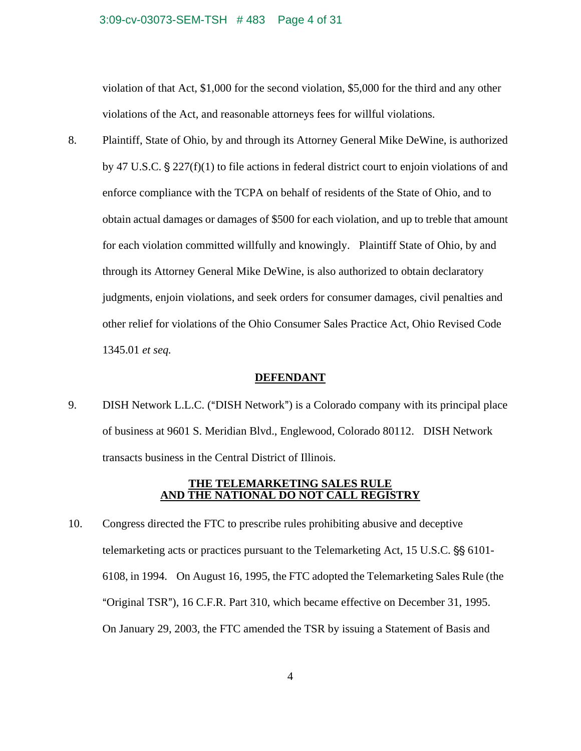violation of that Act, $1,000 for the second violation, $5,000 for the third and any other violations of the Act, and reasonable attorneys fees for willful violations.

8. Plaintiff, State of Ohio, by and through its Attorney General Mike DeWine, is authorized by 47 U.S.C. § 227(f)(1) to file actions in federal district court to enjoin violations of and enforce compliance with the TCPA on behalf of residents of the State of Ohio, and to obtain actual damages or damages of $500 for each violation, and up to treble that amount for each violation committed willfully and knowingly. Plaintiff State of Ohio, by and through its Attorney General Mike DeWine, is also authorized to obtain declaratory judgments, enjoin violations, and seek orders for consumer damages, civil penalties and other relief for violations of the Ohio Consumer Sales Practice Act, Ohio Revised Code 1345.01 *et seq.*

## DEFENDANT

9. DISH Network L.L.C. ("DISH Network") is a Colorado company with its principal place of business at 9601 S. Meridian Blvd., Englewood, Colorado 80112. DISH Network transacts business in the Central District of Illinois.

## THE TELEMARKETING SALES RULE AND THE NATIONAL DO NOT CALL REGISTRY

10. Congress directed the FTC to prescribe rules prohibiting abusive and deceptive telemarketing acts or practices pursuant to the Telemarketing Act, 15 U.S.C. §§ 6101-6108, in 1994. On August 16, 1995, the FTC adopted the Telemarketing Sales Rule (the "Original TSR"), 16 C.F.R. Part 310, which became effective on December 31, 1995. On January 29, 2003, the FTC amended the TSR by issuing a Statement of Basis and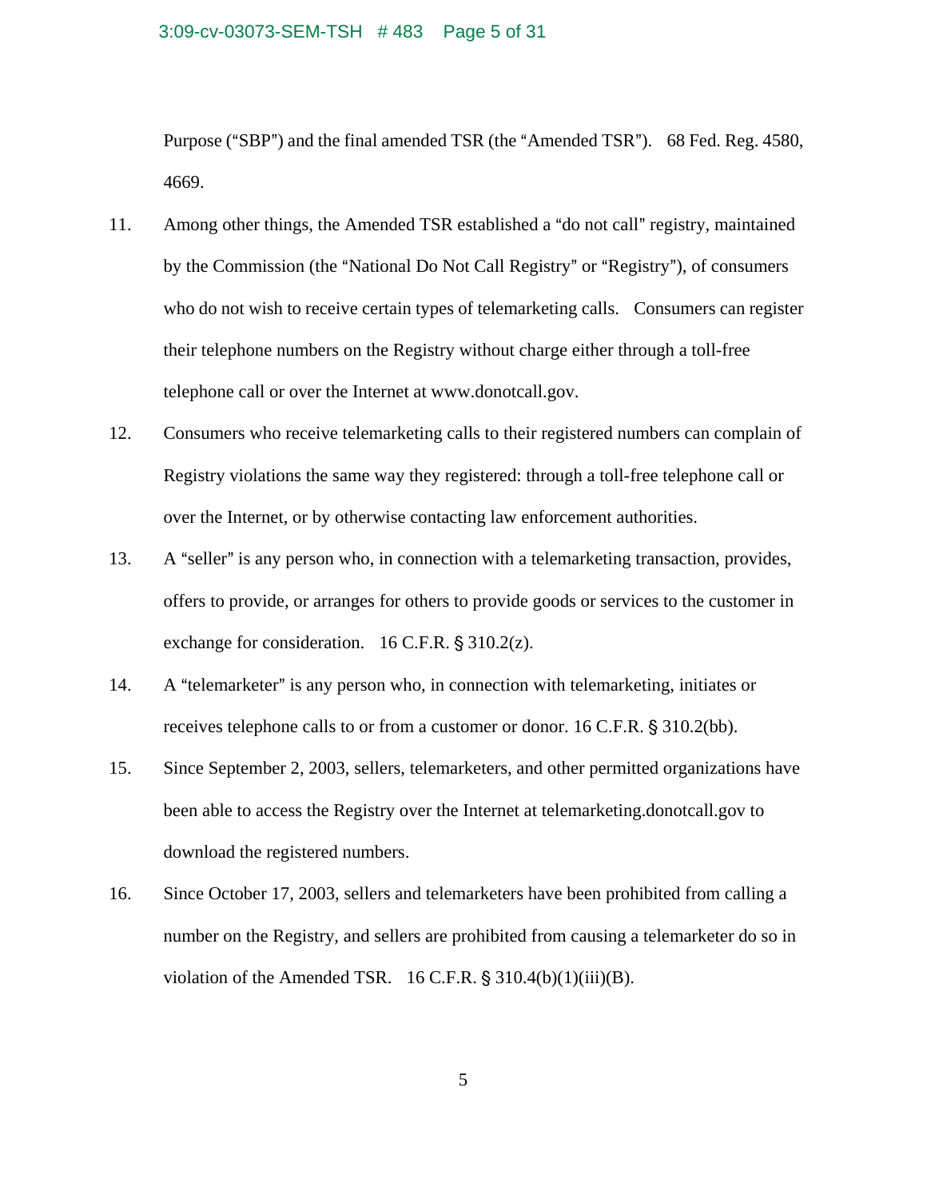Purpose ("SBP") and the final amended TSR (the "Amended TSR"). 68 Fed. Reg. 4580, 4669.

11. Among other things, the Amended TSR established a "do not call" registry, maintained by the Commission (the "National Do Not Call Registry" or "Registry"), of consumers who do not wish to receive certain types of telemarketing calls. Consumers can register their telephone numbers on the Registry without charge either through a toll-free telephone call or over the Internet at www.donotcall.gov.

12. Consumers who receive telemarketing calls to their registered numbers can complain of Registry violations the same way they registered: through a toll-free telephone call or over the Internet, or by otherwise contacting law enforcement authorities.

13. A "seller" is any person who, in connection with a telemarketing transaction, provides, offers to provide, or arranges for others to provide goods or services to the customer in exchange for consideration. 16 C.F.R. § 310.2(z).

14. A "telemarketer" is any person who, in connection with telemarketing, initiates or receives telephone calls to or from a customer or donor. 16 C.F.R. § 310.2(bb).

15. Since September 2, 2003, sellers, telemarketers, and other permitted organizations have been able to access the Registry over the Internet at telemarketing.donotcall.gov to download the registered numbers.

16. Since October 17, 2003, sellers and telemarketers have been prohibited from calling a number on the Registry, and sellers are prohibited from causing a telemarketer do so in violation of the Amended TSR. 16 C.F.R. § 310.4(b)(1)(iii)(B).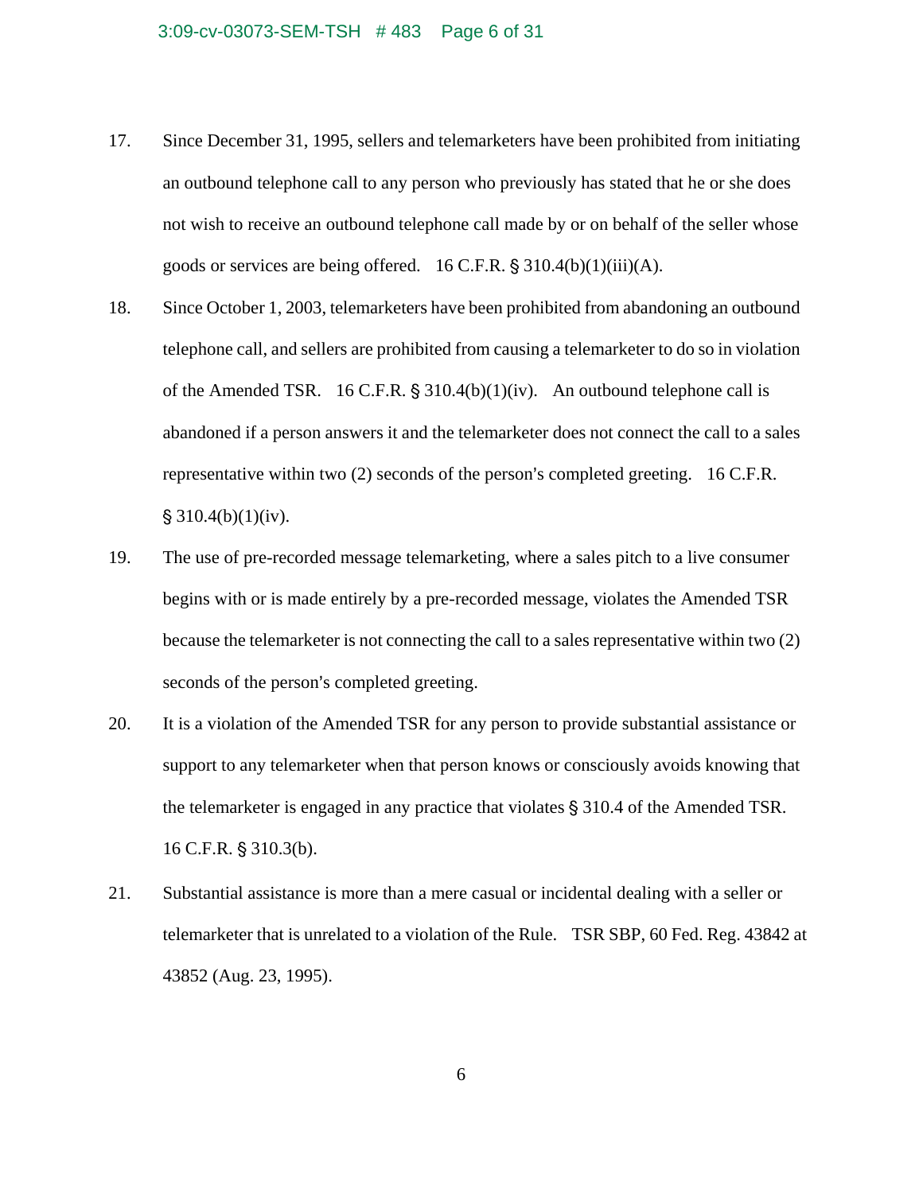17. Since December 31, 1995, sellers and telemarketers have been prohibited from initiating an outbound telephone call to any person who previously has stated that he or she does not wish to receive an outbound telephone call made by or on behalf of the seller whose goods or services are being offered. 16 C.F.R. § 310.4(b)(1)(iii)(A).

18. Since October 1, 2003, telemarketers have been prohibited from abandoning an outbound telephone call, and sellers are prohibited from causing a telemarketer to do so in violation of the Amended TSR. 16 C.F.R. § 310.4(b)(1)(iv). An outbound telephone call is abandoned if a person answers it and the telemarketer does not connect the call to a sales representative within two (2) seconds of the person's completed greeting. 16 C.F.R. § 310.4(b)(1)(iv).

19. The use of pre-recorded message telemarketing, where a sales pitch to a live consumer begins with or is made entirely by a pre-recorded message, violates the Amended TSR because the telemarketer is not connecting the call to a sales representative within two (2) seconds of the person's completed greeting.

20. It is a violation of the Amended TSR for any person to provide substantial assistance or support to any telemarketer when that person knows or consciously avoids knowing that the telemarketer is engaged in any practice that violates § 310.4 of the Amended TSR. 16 C.F.R. § 310.3(b).

21. Substantial assistance is more than a mere casual or incidental dealing with a seller or telemarketer that is unrelated to a violation of the Rule. TSR SBP, 60 Fed. Reg. 43842 at 43852 (Aug. 23, 1995).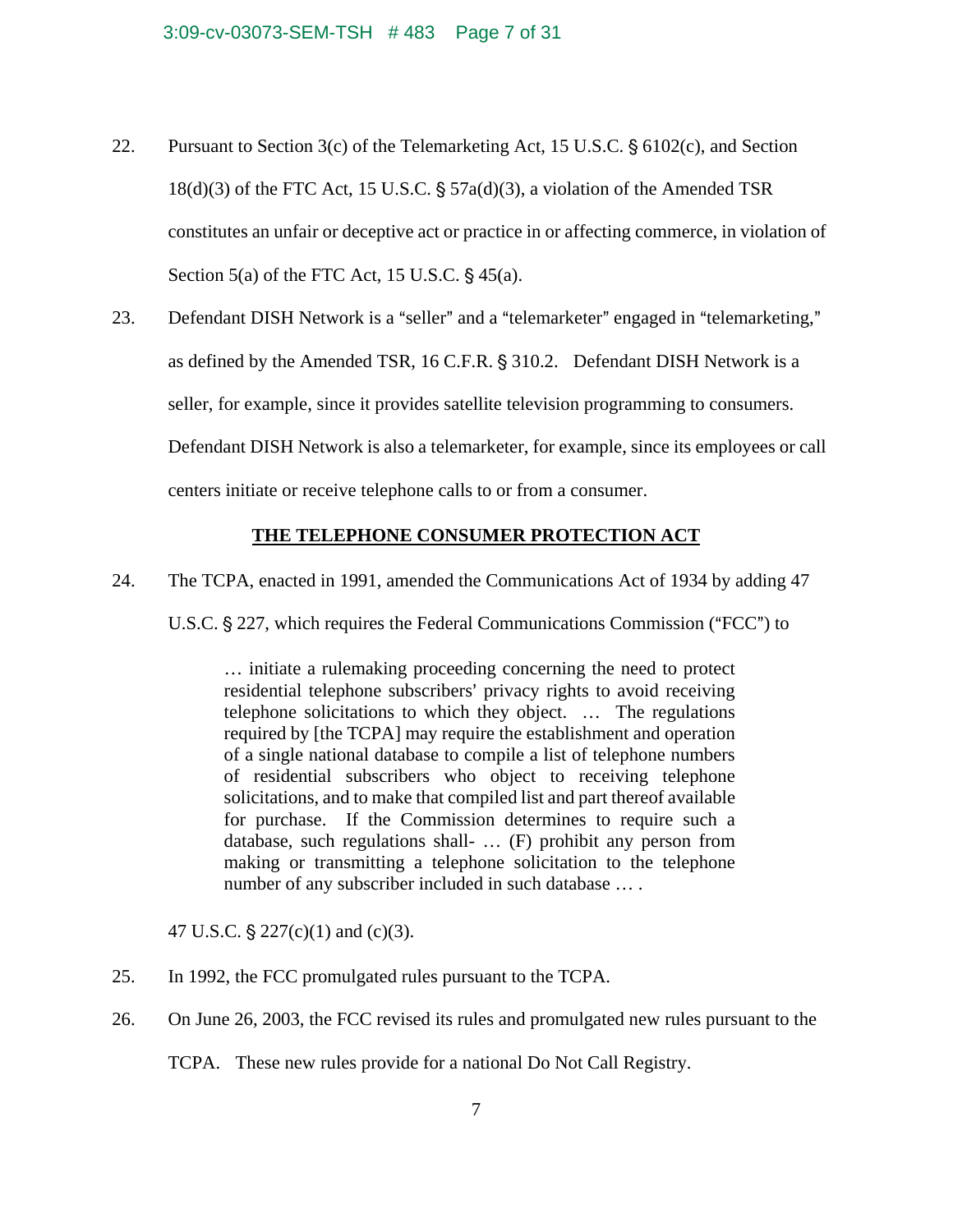22. Pursuant to Section 3(c) of the Telemarketing Act, 15 U.S.C. § 6102(c), and Section 18(d)(3) of the FTC Act, 15 U.S.C. § 57a(d)(3), a violation of the Amended TSR constitutes an unfair or deceptive act or practice in or affecting commerce, in violation of Section 5(a) of the FTC Act, 15 U.S.C. § 45(a).

23. Defendant DISH Network is a "seller" and a "telemarketer" engaged in "telemarketing," as defined by the Amended TSR, 16 C.F.R. § 310.2. Defendant DISH Network is a seller, for example, since it provides satellite television programming to consumers. Defendant DISH Network is also a telemarketer, for example, since its employees or call centers initiate or receive telephone calls to or from a consumer.

**THE TELEPHONE CONSUMER PROTECTION ACT**

24. The TCPA, enacted in 1991, amended the Communications Act of 1934 by adding 47 U.S.C. § 227, which requires the Federal Communications Commission ("FCC") to

> … initiate a rulemaking proceeding concerning the need to protect residential telephone subscribers' privacy rights to avoid receiving telephone solicitations to which they object. … The regulations required by [the TCPA] may require the establishment and operation of a single national database to compile a list of telephone numbers of residential subscribers who object to receiving telephone solicitations, and to make that compiled list and part thereof available for purchase. If the Commission determines to require such a database, such regulations shall- … (F) prohibit any person from making or transmitting a telephone solicitation to the telephone number of any subscriber included in such database … .

47 U.S.C. § 227(c)(1) and (c)(3).

25. In 1992, the FCC promulgated rules pursuant to the TCPA.

26. On June 26, 2003, the FCC revised its rules and promulgated new rules pursuant to the TCPA. These new rules provide for a national Do Not Call Registry.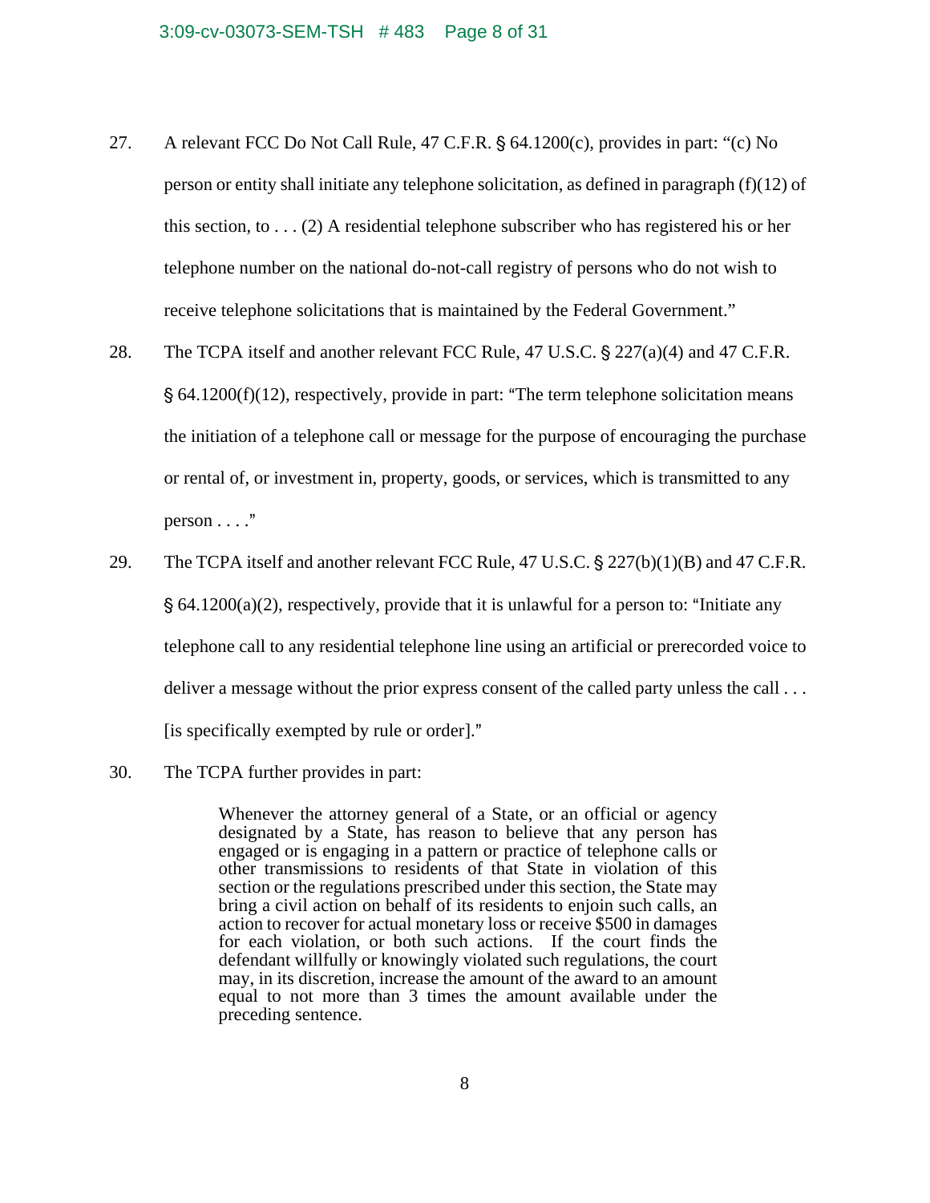27. A relevant FCC Do Not Call Rule, 47 C.F.R. § 64.1200(c), provides in part: "(c) No person or entity shall initiate any telephone solicitation, as defined in paragraph (f)(12) of this section, to . . . (2) A residential telephone subscriber who has registered his or her telephone number on the national do-not-call registry of persons who do not wish to receive telephone solicitations that is maintained by the Federal Government."

28. The TCPA itself and another relevant FCC Rule, 47 U.S.C. § 227(a)(4) and 47 C.F.R. § 64.1200(f)(12), respectively, provide in part: "The term telephone solicitation means the initiation of a telephone call or message for the purpose of encouraging the purchase or rental of, or investment in, property, goods, or services, which is transmitted to any person . . . ."

29. The TCPA itself and another relevant FCC Rule, 47 U.S.C. § 227(b)(1)(B) and 47 C.F.R. § 64.1200(a)(2), respectively, provide that it is unlawful for a person to: "Initiate any telephone call to any residential telephone line using an artificial or prerecorded voice to deliver a message without the prior express consent of the called party unless the call . . . [is specifically exempted by rule or order]."

30. The TCPA further provides in part:

> Whenever the attorney general of a State, or an official or agency designated by a State, has reason to believe that any person has engaged or is engaging in a pattern or practice of telephone calls or other transmissions to residents of that State in violation of this section or the regulations prescribed under this section, the State may bring a civil action on behalf of its residents to enjoin such calls, an action to recover for actual monetary loss or receive $500 in damages for each violation, or both such actions. If the court finds the defendant willfully or knowingly violated such regulations, the court may, in its discretion, increase the amount of the award to an amount equal to not more than 3 times the amount available under the preceding sentence.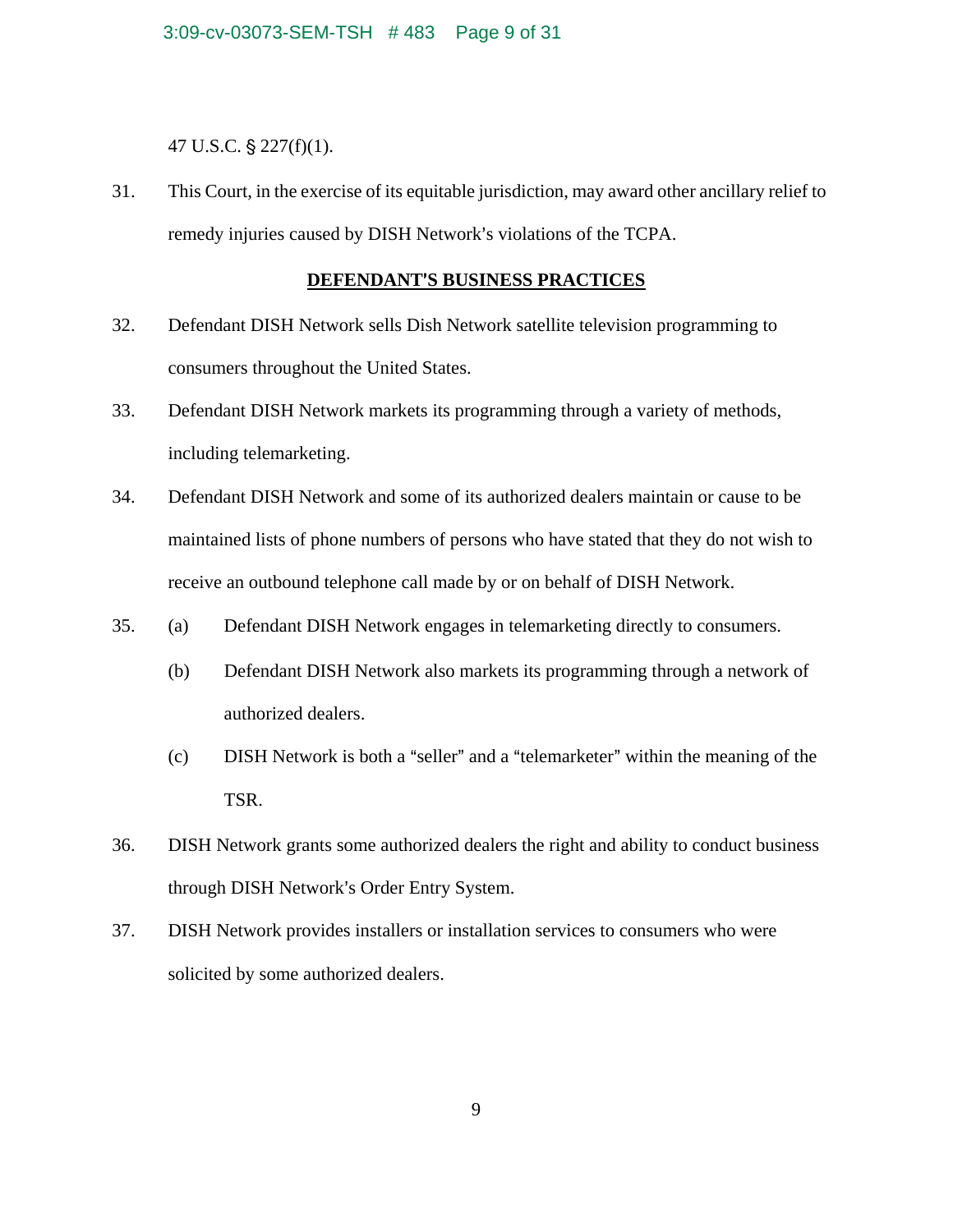47 U.S.C. § 227(f)(1).

31. This Court, in the exercise of its equitable jurisdiction, may award other ancillary relief to remedy injuries caused by DISH Network's violations of the TCPA.

**<u>DEFENDANT'S BUSINESS PRACTICES</u>**

32. Defendant DISH Network sells Dish Network satellite television programming to consumers throughout the United States.

33. Defendant DISH Network markets its programming through a variety of methods, including telemarketing.

34. Defendant DISH Network and some of its authorized dealers maintain or cause to be maintained lists of phone numbers of persons who have stated that they do not wish to receive an outbound telephone call made by or on behalf of DISH Network.

35. (a) Defendant DISH Network engages in telemarketing directly to consumers.

    (b) Defendant DISH Network also markets its programming through a network of authorized dealers.

    (c) DISH Network is both a "seller" and a "telemarketer" within the meaning of the TSR.

36. DISH Network grants some authorized dealers the right and ability to conduct business through DISH Network's Order Entry System.

37. DISH Network provides installers or installation services to consumers who were solicited by some authorized dealers.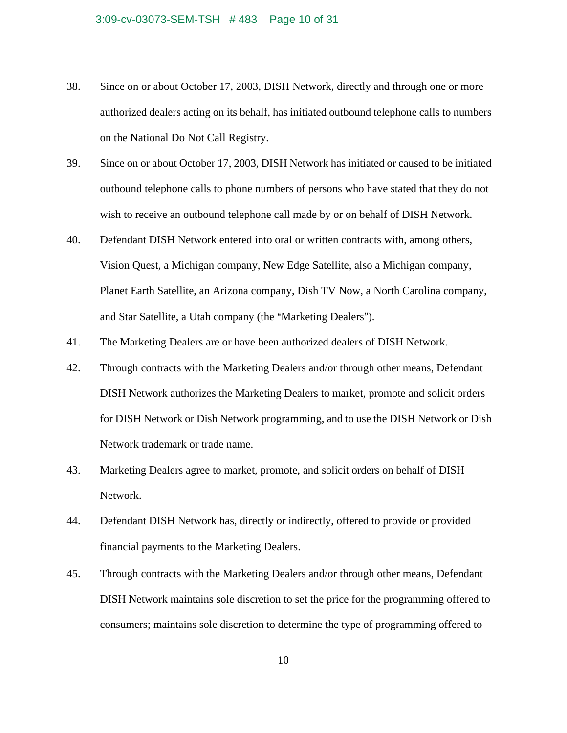38. Since on or about October 17, 2003, DISH Network, directly and through one or more authorized dealers acting on its behalf, has initiated outbound telephone calls to numbers on the National Do Not Call Registry.

39. Since on or about October 17, 2003, DISH Network has initiated or caused to be initiated outbound telephone calls to phone numbers of persons who have stated that they do not wish to receive an outbound telephone call made by or on behalf of DISH Network.

40. Defendant DISH Network entered into oral or written contracts with, among others, Vision Quest, a Michigan company, New Edge Satellite, also a Michigan company, Planet Earth Satellite, an Arizona company, Dish TV Now, a North Carolina company, and Star Satellite, a Utah company (the "Marketing Dealers").

41. The Marketing Dealers are or have been authorized dealers of DISH Network.

42. Through contracts with the Marketing Dealers and/or through other means, Defendant DISH Network authorizes the Marketing Dealers to market, promote and solicit orders for DISH Network or Dish Network programming, and to use the DISH Network or Dish Network trademark or trade name.

43. Marketing Dealers agree to market, promote, and solicit orders on behalf of DISH Network.

44. Defendant DISH Network has, directly or indirectly, offered to provide or provided financial payments to the Marketing Dealers.

45. Through contracts with the Marketing Dealers and/or through other means, Defendant DISH Network maintains sole discretion to set the price for the programming offered to consumers; maintains sole discretion to determine the type of programming offered to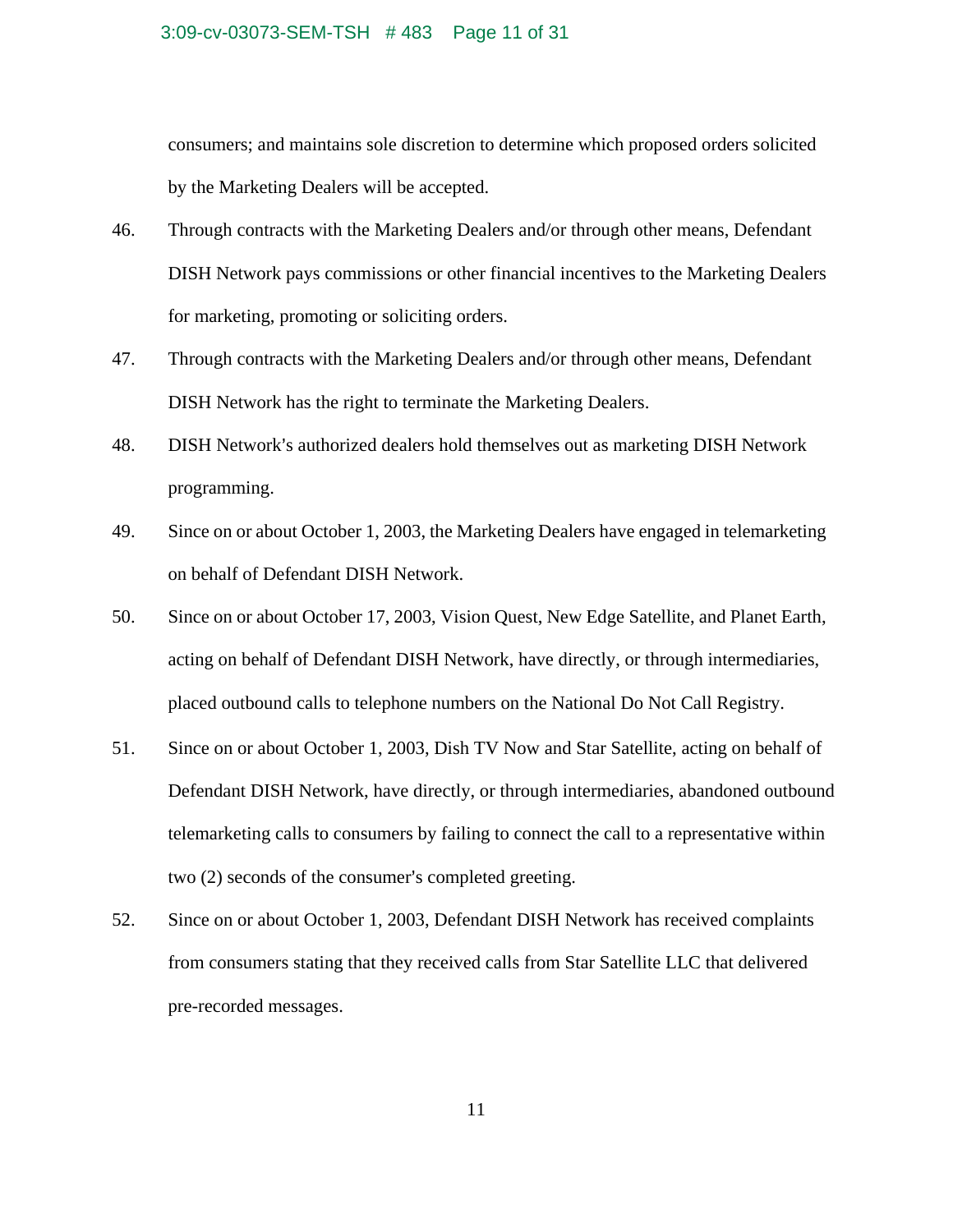consumers; and maintains sole discretion to determine which proposed orders solicited by the Marketing Dealers will be accepted.

46. Through contracts with the Marketing Dealers and/or through other means, Defendant DISH Network pays commissions or other financial incentives to the Marketing Dealers for marketing, promoting or soliciting orders.

47. Through contracts with the Marketing Dealers and/or through other means, Defendant DISH Network has the right to terminate the Marketing Dealers.

48. DISH Network's authorized dealers hold themselves out as marketing DISH Network programming.

49. Since on or about October 1, 2003, the Marketing Dealers have engaged in telemarketing on behalf of Defendant DISH Network.

50. Since on or about October 17, 2003, Vision Quest, New Edge Satellite, and Planet Earth, acting on behalf of Defendant DISH Network, have directly, or through intermediaries, placed outbound calls to telephone numbers on the National Do Not Call Registry.

51. Since on or about October 1, 2003, Dish TV Now and Star Satellite, acting on behalf of Defendant DISH Network, have directly, or through intermediaries, abandoned outbound telemarketing calls to consumers by failing to connect the call to a representative within two (2) seconds of the consumer's completed greeting.

52. Since on or about October 1, 2003, Defendant DISH Network has received complaints from consumers stating that they received calls from Star Satellite LLC that delivered pre-recorded messages.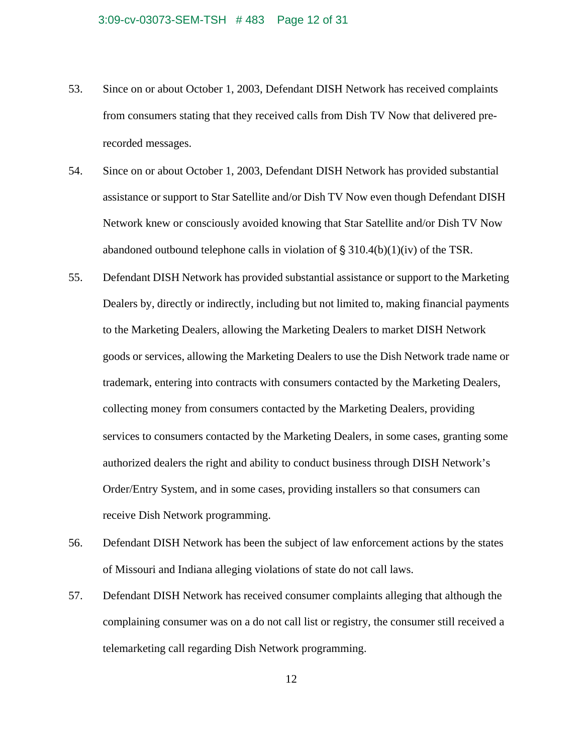53. Since on or about October 1, 2003, Defendant DISH Network has received complaints from consumers stating that they received calls from Dish TV Now that delivered pre-recorded messages.

54. Since on or about October 1, 2003, Defendant DISH Network has provided substantial assistance or support to Star Satellite and/or Dish TV Now even though Defendant DISH Network knew or consciously avoided knowing that Star Satellite and/or Dish TV Now abandoned outbound telephone calls in violation of § 310.4(b)(1)(iv) of the TSR.

55. Defendant DISH Network has provided substantial assistance or support to the Marketing Dealers by, directly or indirectly, including but not limited to, making financial payments to the Marketing Dealers, allowing the Marketing Dealers to market DISH Network goods or services, allowing the Marketing Dealers to use the Dish Network trade name or trademark, entering into contracts with consumers contacted by the Marketing Dealers, collecting money from consumers contacted by the Marketing Dealers, providing services to consumers contacted by the Marketing Dealers, in some cases, granting some authorized dealers the right and ability to conduct business through DISH Network's Order/Entry System, and in some cases, providing installers so that consumers can receive Dish Network programming.

56. Defendant DISH Network has been the subject of law enforcement actions by the states of Missouri and Indiana alleging violations of state do not call laws.

57. Defendant DISH Network has received consumer complaints alleging that although the complaining consumer was on a do not call list or registry, the consumer still received a telemarketing call regarding Dish Network programming.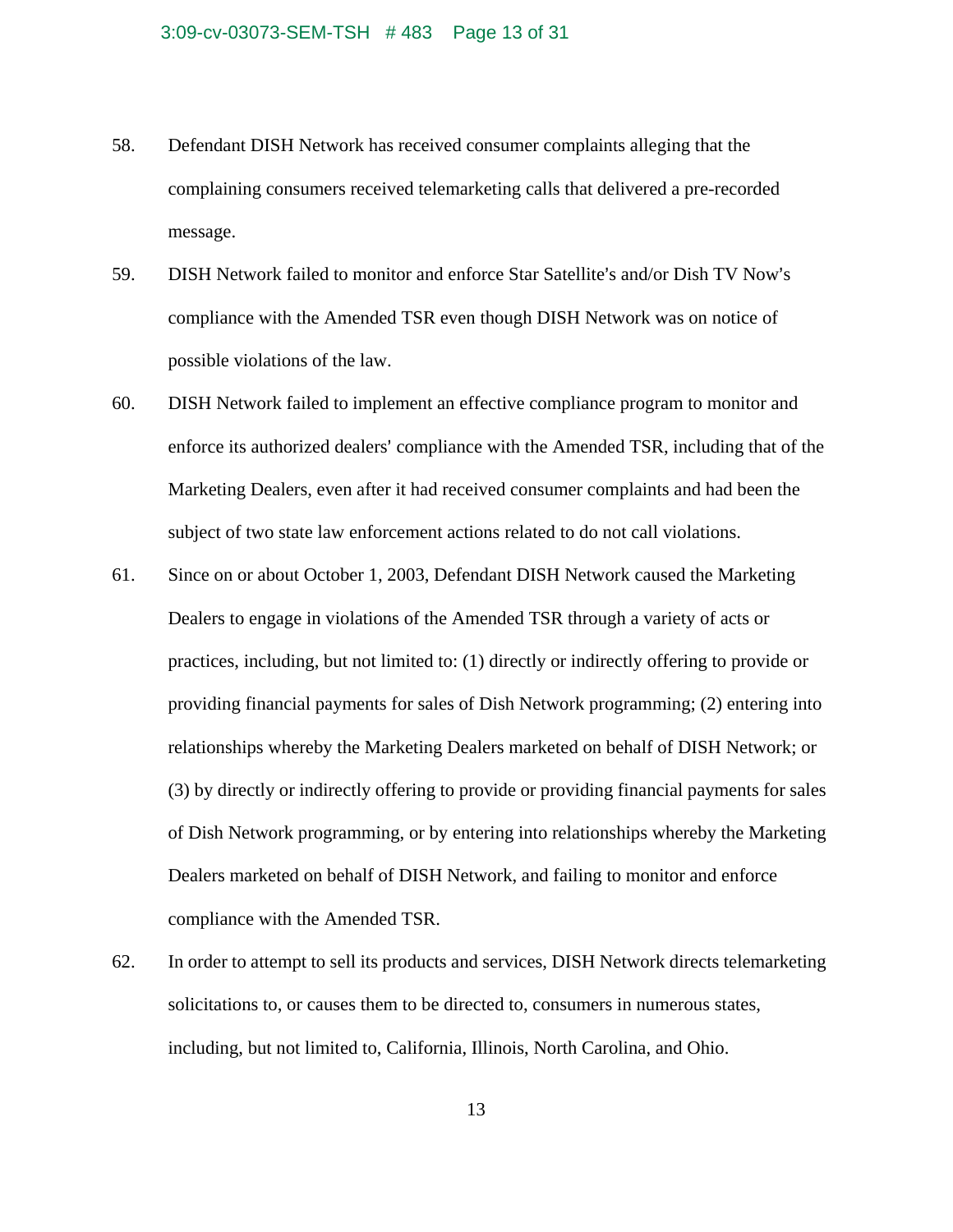58. Defendant DISH Network has received consumer complaints alleging that the complaining consumers received telemarketing calls that delivered a pre-recorded message.

59. DISH Network failed to monitor and enforce Star Satellite's and/or Dish TV Now's compliance with the Amended TSR even though DISH Network was on notice of possible violations of the law.

60. DISH Network failed to implement an effective compliance program to monitor and enforce its authorized dealers' compliance with the Amended TSR, including that of the Marketing Dealers, even after it had received consumer complaints and had been the subject of two state law enforcement actions related to do not call violations.

61. Since on or about October 1, 2003, Defendant DISH Network caused the Marketing Dealers to engage in violations of the Amended TSR through a variety of acts or practices, including, but not limited to: (1) directly or indirectly offering to provide or providing financial payments for sales of Dish Network programming; (2) entering into relationships whereby the Marketing Dealers marketed on behalf of DISH Network; or (3) by directly or indirectly offering to provide or providing financial payments for sales of Dish Network programming, or by entering into relationships whereby the Marketing Dealers marketed on behalf of DISH Network, and failing to monitor and enforce compliance with the Amended TSR.

62. In order to attempt to sell its products and services, DISH Network directs telemarketing solicitations to, or causes them to be directed to, consumers in numerous states, including, but not limited to, California, Illinois, North Carolina, and Ohio.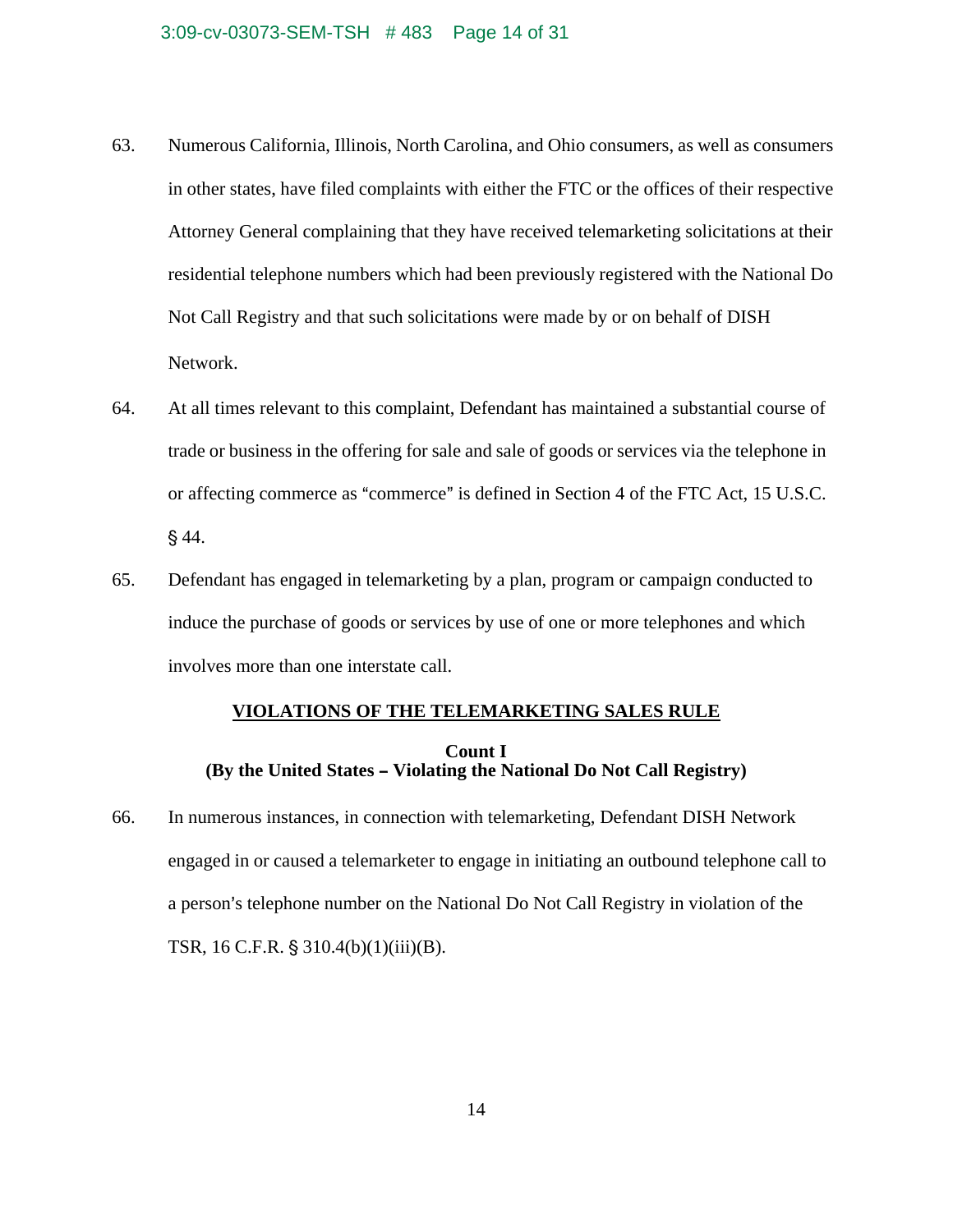63. Numerous California, Illinois, North Carolina, and Ohio consumers, as well as consumers in other states, have filed complaints with either the FTC or the offices of their respective Attorney General complaining that they have received telemarketing solicitations at their residential telephone numbers which had been previously registered with the National Do Not Call Registry and that such solicitations were made by or on behalf of DISH Network.

64. At all times relevant to this complaint, Defendant has maintained a substantial course of trade or business in the offering for sale and sale of goods or services via the telephone in or affecting commerce as "commerce" is defined in Section 4 of the FTC Act, 15 U.S.C. § 44.

65. Defendant has engaged in telemarketing by a plan, program or campaign conducted to induce the purchase of goods or services by use of one or more telephones and which involves more than one interstate call.

## VIOLATIONS OF THE TELEMARKETING SALES RULE

### Count I
### (By the United States – Violating the National Do Not Call Registry)

66. In numerous instances, in connection with telemarketing, Defendant DISH Network engaged in or caused a telemarketer to engage in initiating an outbound telephone call to a person's telephone number on the National Do Not Call Registry in violation of the TSR, 16 C.F.R. § 310.4(b)(1)(iii)(B).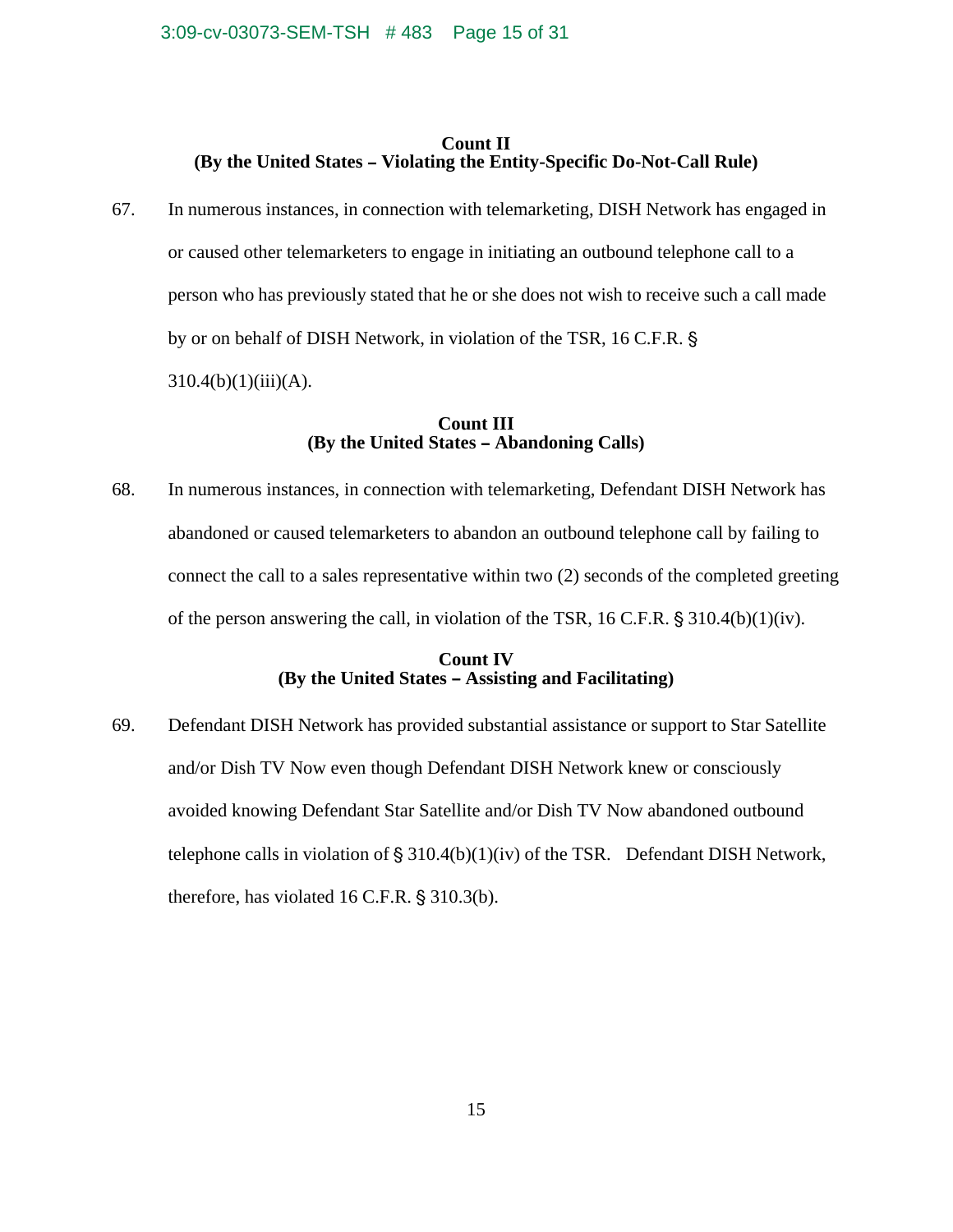**Count II**
**(By the United States – Violating the Entity-Specific Do-Not-Call Rule)**

67. In numerous instances, in connection with telemarketing, DISH Network has engaged in or caused other telemarketers to engage in initiating an outbound telephone call to a person who has previously stated that he or she does not wish to receive such a call made by or on behalf of DISH Network, in violation of the TSR, 16 C.F.R. § 310.4(b)(1)(iii)(A).

**Count III**
**(By the United States – Abandoning Calls)**

68. In numerous instances, in connection with telemarketing, Defendant DISH Network has abandoned or caused telemarketers to abandon an outbound telephone call by failing to connect the call to a sales representative within two (2) seconds of the completed greeting of the person answering the call, in violation of the TSR, 16 C.F.R. § 310.4(b)(1)(iv).

**Count IV**
**(By the United States – Assisting and Facilitating)**

69. Defendant DISH Network has provided substantial assistance or support to Star Satellite and/or Dish TV Now even though Defendant DISH Network knew or consciously avoided knowing Defendant Star Satellite and/or Dish TV Now abandoned outbound telephone calls in violation of § 310.4(b)(1)(iv) of the TSR. Defendant DISH Network, therefore, has violated 16 C.F.R. § 310.3(b).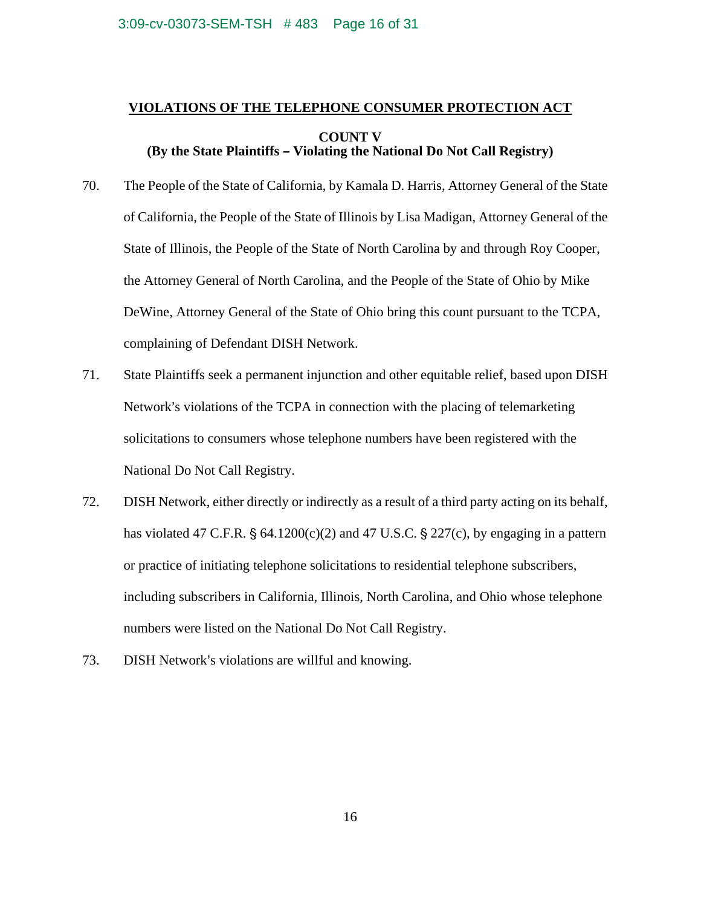## VIOLATIONS OF THE TELEPHONE CONSUMER PROTECTION ACT

### COUNT V
### (By the State Plaintiffs – Violating the National Do Not Call Registry)

70. The People of the State of California, by Kamala D. Harris, Attorney General of the State of California, the People of the State of Illinois by Lisa Madigan, Attorney General of the State of Illinois, the People of the State of North Carolina by and through Roy Cooper, the Attorney General of North Carolina, and the People of the State of Ohio by Mike DeWine, Attorney General of the State of Ohio bring this count pursuant to the TCPA, complaining of Defendant DISH Network.

71. State Plaintiffs seek a permanent injunction and other equitable relief, based upon DISH Network's violations of the TCPA in connection with the placing of telemarketing solicitations to consumers whose telephone numbers have been registered with the National Do Not Call Registry.

72. DISH Network, either directly or indirectly as a result of a third party acting on its behalf, has violated 47 C.F.R. § 64.1200(c)(2) and 47 U.S.C. § 227(c), by engaging in a pattern or practice of initiating telephone solicitations to residential telephone subscribers, including subscribers in California, Illinois, North Carolina, and Ohio whose telephone numbers were listed on the National Do Not Call Registry.

73. DISH Network's violations are willful and knowing.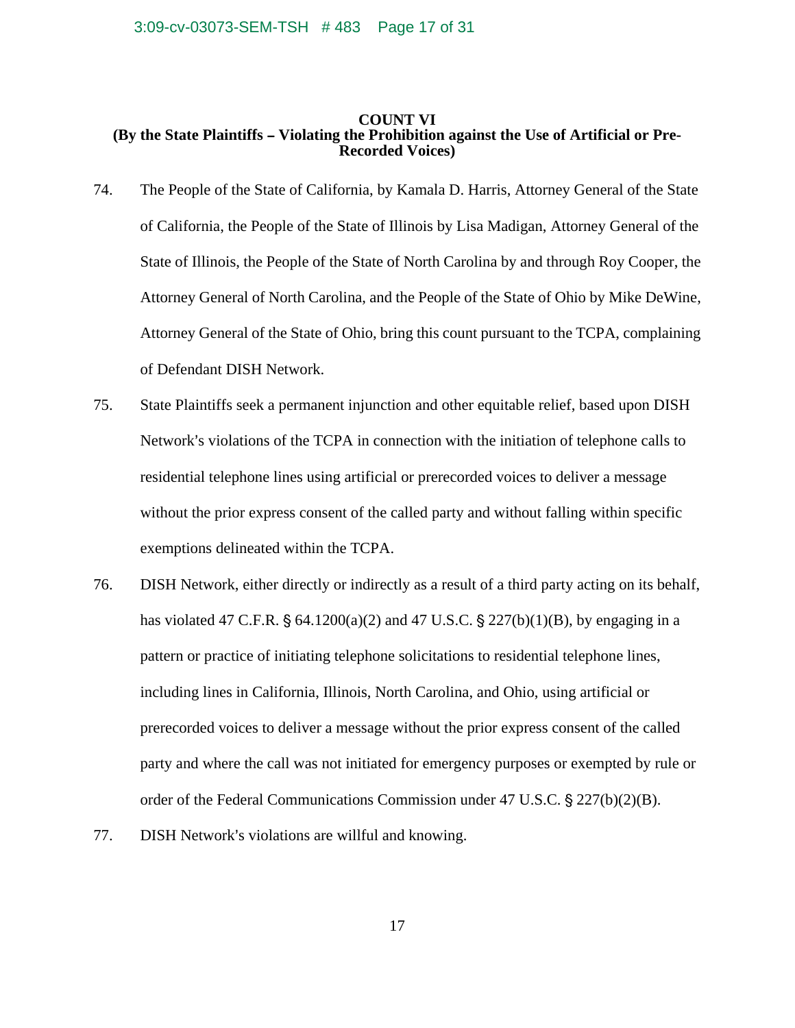**COUNT VI**
**(By the State Plaintiffs – Violating the Prohibition against the Use of Artificial or Pre-Recorded Voices)**

74. The People of the State of California, by Kamala D. Harris, Attorney General of the State of California, the People of the State of Illinois by Lisa Madigan, Attorney General of the State of Illinois, the People of the State of North Carolina by and through Roy Cooper, the Attorney General of North Carolina, and the People of the State of Ohio by Mike DeWine, Attorney General of the State of Ohio, bring this count pursuant to the TCPA, complaining of Defendant DISH Network.

75. State Plaintiffs seek a permanent injunction and other equitable relief, based upon DISH Network's violations of the TCPA in connection with the initiation of telephone calls to residential telephone lines using artificial or prerecorded voices to deliver a message without the prior express consent of the called party and without falling within specific exemptions delineated within the TCPA.

76. DISH Network, either directly or indirectly as a result of a third party acting on its behalf, has violated 47 C.F.R. § 64.1200(a)(2) and 47 U.S.C. § 227(b)(1)(B), by engaging in a pattern or practice of initiating telephone solicitations to residential telephone lines, including lines in California, Illinois, North Carolina, and Ohio, using artificial or prerecorded voices to deliver a message without the prior express consent of the called party and where the call was not initiated for emergency purposes or exempted by rule or order of the Federal Communications Commission under 47 U.S.C. § 227(b)(2)(B).

77. DISH Network's violations are willful and knowing.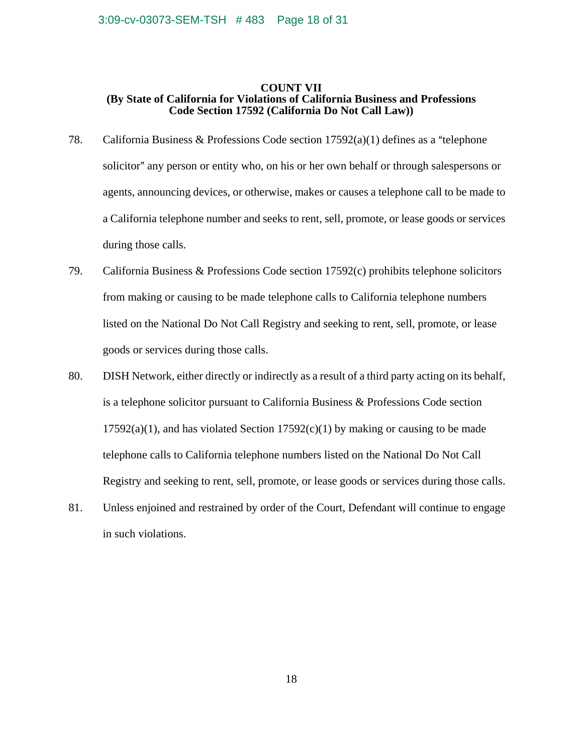**COUNT VII**
**(By State of California for Violations of California Business and Professions Code Section 17592 (California Do Not Call Law))**

78. California Business & Professions Code section 17592(a)(1) defines as a "telephone solicitor" any person or entity who, on his or her own behalf or through salespersons or agents, announcing devices, or otherwise, makes or causes a telephone call to be made to a California telephone number and seeks to rent, sell, promote, or lease goods or services during those calls.

79. California Business & Professions Code section 17592(c) prohibits telephone solicitors from making or causing to be made telephone calls to California telephone numbers listed on the National Do Not Call Registry and seeking to rent, sell, promote, or lease goods or services during those calls.

80. DISH Network, either directly or indirectly as a result of a third party acting on its behalf, is a telephone solicitor pursuant to California Business & Professions Code section 17592(a)(1), and has violated Section 17592(c)(1) by making or causing to be made telephone calls to California telephone numbers listed on the National Do Not Call Registry and seeking to rent, sell, promote, or lease goods or services during those calls.

81. Unless enjoined and restrained by order of the Court, Defendant will continue to engage in such violations.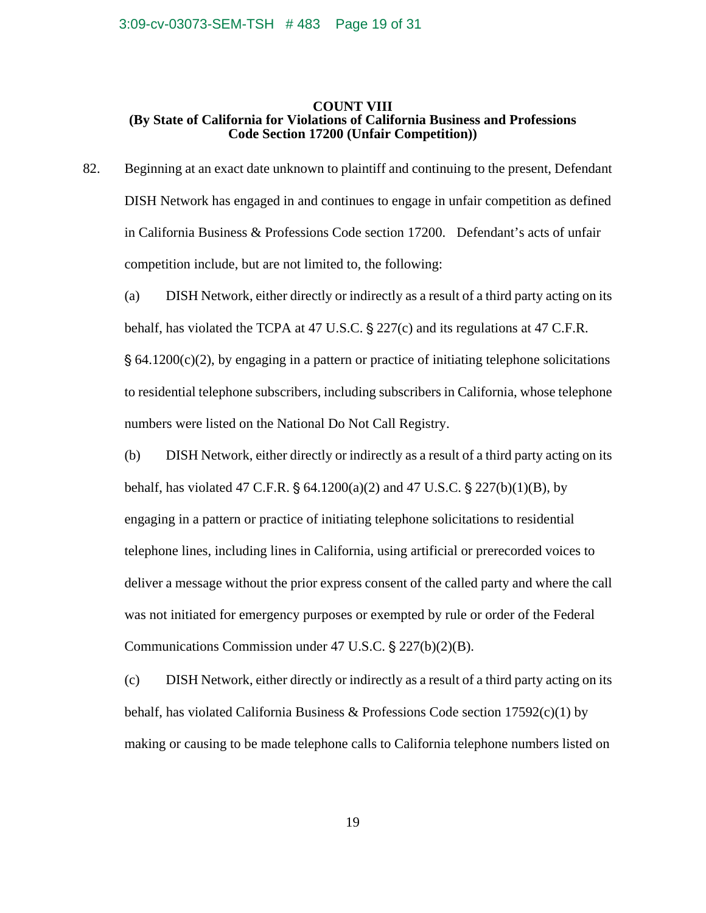## COUNT VIII
**(By State of California for Violations of California Business and Professions Code Section 17200 (Unfair Competition))**

82. Beginning at an exact date unknown to plaintiff and continuing to the present, Defendant DISH Network has engaged in and continues to engage in unfair competition as defined in California Business & Professions Code section 17200. Defendant's acts of unfair competition include, but are not limited to, the following:

(a) DISH Network, either directly or indirectly as a result of a third party acting on its behalf, has violated the TCPA at 47 U.S.C. § 227(c) and its regulations at 47 C.F.R. § 64.1200(c)(2), by engaging in a pattern or practice of initiating telephone solicitations to residential telephone subscribers, including subscribers in California, whose telephone numbers were listed on the National Do Not Call Registry.

(b) DISH Network, either directly or indirectly as a result of a third party acting on its behalf, has violated 47 C.F.R. § 64.1200(a)(2) and 47 U.S.C. § 227(b)(1)(B), by engaging in a pattern or practice of initiating telephone solicitations to residential telephone lines, including lines in California, using artificial or prerecorded voices to deliver a message without the prior express consent of the called party and where the call was not initiated for emergency purposes or exempted by rule or order of the Federal Communications Commission under 47 U.S.C. § 227(b)(2)(B).

(c) DISH Network, either directly or indirectly as a result of a third party acting on its behalf, has violated California Business & Professions Code section 17592(c)(1) by making or causing to be made telephone calls to California telephone numbers listed on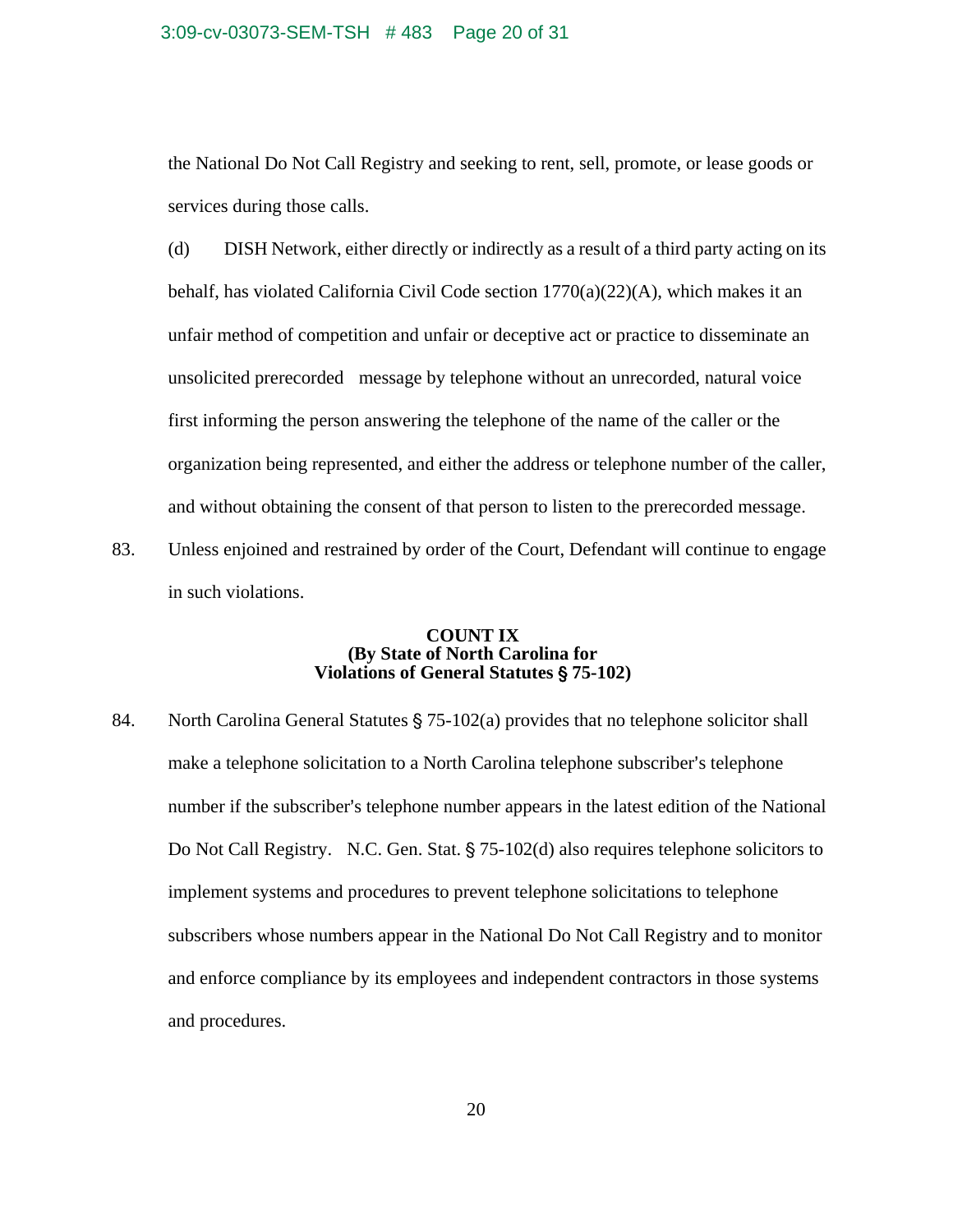the National Do Not Call Registry and seeking to rent, sell, promote, or lease goods or services during those calls.

(d) DISH Network, either directly or indirectly as a result of a third party acting on its behalf, has violated California Civil Code section 1770(a)(22)(A), which makes it an unfair method of competition and unfair or deceptive act or practice to disseminate an unsolicited prerecorded message by telephone without an unrecorded, natural voice first informing the person answering the telephone of the name of the caller or the organization being represented, and either the address or telephone number of the caller, and without obtaining the consent of that person to listen to the prerecorded message.

83. Unless enjoined and restrained by order of the Court, Defendant will continue to engage in such violations.

**COUNT IX**
**(By State of North Carolina for**
**Violations of General Statutes § 75-102)**

84. North Carolina General Statutes § 75-102(a) provides that no telephone solicitor shall make a telephone solicitation to a North Carolina telephone subscriber's telephone number if the subscriber's telephone number appears in the latest edition of the National Do Not Call Registry. N.C. Gen. Stat. § 75-102(d) also requires telephone solicitors to implement systems and procedures to prevent telephone solicitations to telephone subscribers whose numbers appear in the National Do Not Call Registry and to monitor and enforce compliance by its employees and independent contractors in those systems and procedures.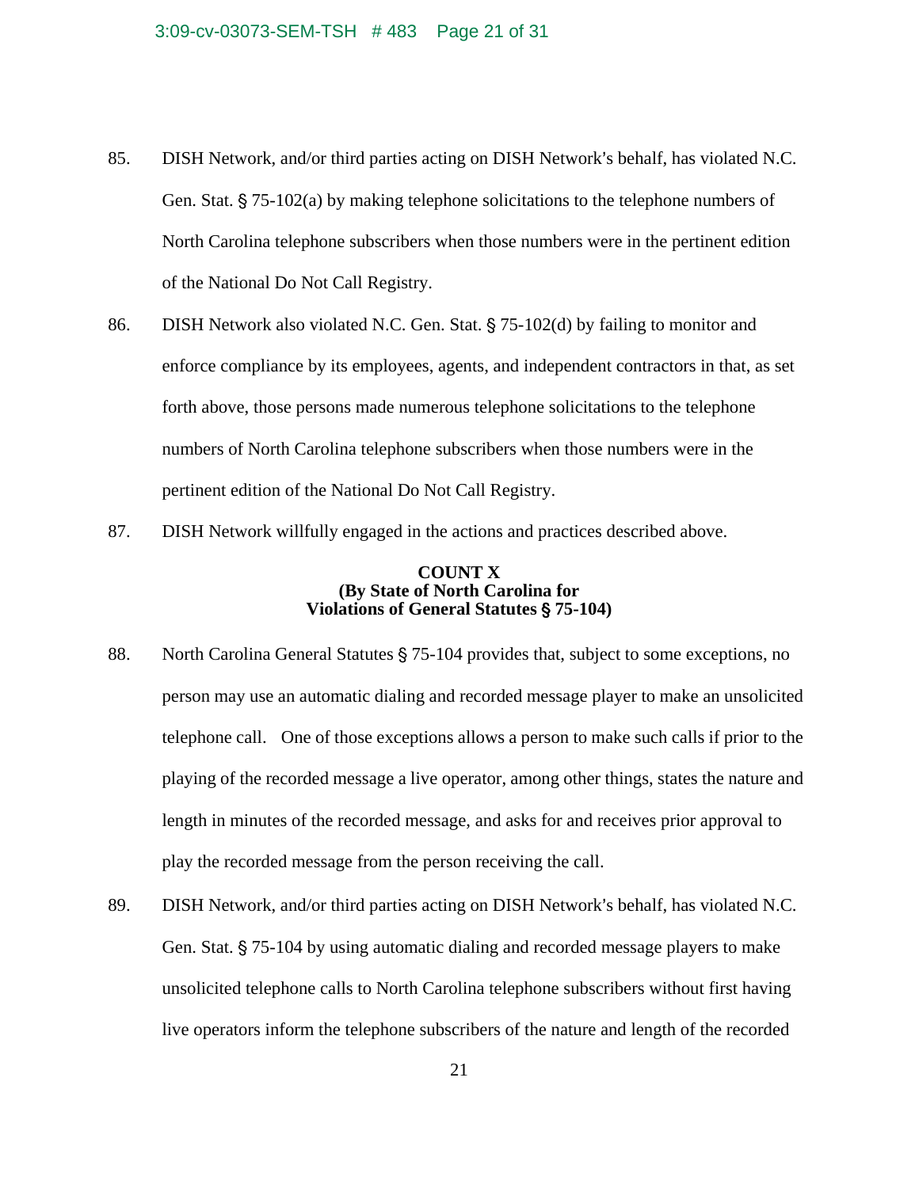85. DISH Network, and/or third parties acting on DISH Network's behalf, has violated N.C. Gen. Stat. § 75-102(a) by making telephone solicitations to the telephone numbers of North Carolina telephone subscribers when those numbers were in the pertinent edition of the National Do Not Call Registry.

86. DISH Network also violated N.C. Gen. Stat. § 75-102(d) by failing to monitor and enforce compliance by its employees, agents, and independent contractors in that, as set forth above, those persons made numerous telephone solicitations to the telephone numbers of North Carolina telephone subscribers when those numbers were in the pertinent edition of the National Do Not Call Registry.

87. DISH Network willfully engaged in the actions and practices described above.

**COUNT X**
**(By State of North Carolina for Violations of General Statutes § 75-104)**

88. North Carolina General Statutes § 75-104 provides that, subject to some exceptions, no person may use an automatic dialing and recorded message player to make an unsolicited telephone call. One of those exceptions allows a person to make such calls if prior to the playing of the recorded message a live operator, among other things, states the nature and length in minutes of the recorded message, and asks for and receives prior approval to play the recorded message from the person receiving the call.

89. DISH Network, and/or third parties acting on DISH Network's behalf, has violated N.C. Gen. Stat. § 75-104 by using automatic dialing and recorded message players to make unsolicited telephone calls to North Carolina telephone subscribers without first having live operators inform the telephone subscribers of the nature and length of the recorded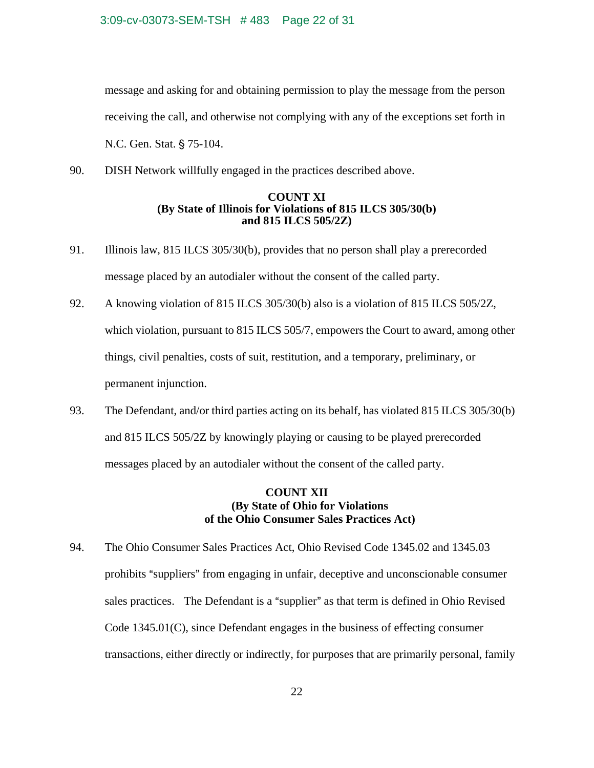message and asking for and obtaining permission to play the message from the person receiving the call, and otherwise not complying with any of the exceptions set forth in N.C. Gen. Stat. § 75-104.

90. DISH Network willfully engaged in the practices described above.

**COUNT XI**
**(By State of Illinois for Violations of 815 ILCS 305/30(b) and 815 ILCS 505/2Z)**

91. Illinois law, 815 ILCS 305/30(b), provides that no person shall play a prerecorded message placed by an autodialer without the consent of the called party.

92. A knowing violation of 815 ILCS 305/30(b) also is a violation of 815 ILCS 505/2Z, which violation, pursuant to 815 ILCS 505/7, empowers the Court to award, among other things, civil penalties, costs of suit, restitution, and a temporary, preliminary, or permanent injunction.

93. The Defendant, and/or third parties acting on its behalf, has violated 815 ILCS 305/30(b) and 815 ILCS 505/2Z by knowingly playing or causing to be played prerecorded messages placed by an autodialer without the consent of the called party.

**COUNT XII**
**(By State of Ohio for Violations of the Ohio Consumer Sales Practices Act)**

94. The Ohio Consumer Sales Practices Act, Ohio Revised Code 1345.02 and 1345.03 prohibits "suppliers" from engaging in unfair, deceptive and unconscionable consumer sales practices. The Defendant is a "supplier" as that term is defined in Ohio Revised Code 1345.01(C), since Defendant engages in the business of effecting consumer transactions, either directly or indirectly, for purposes that are primarily personal, family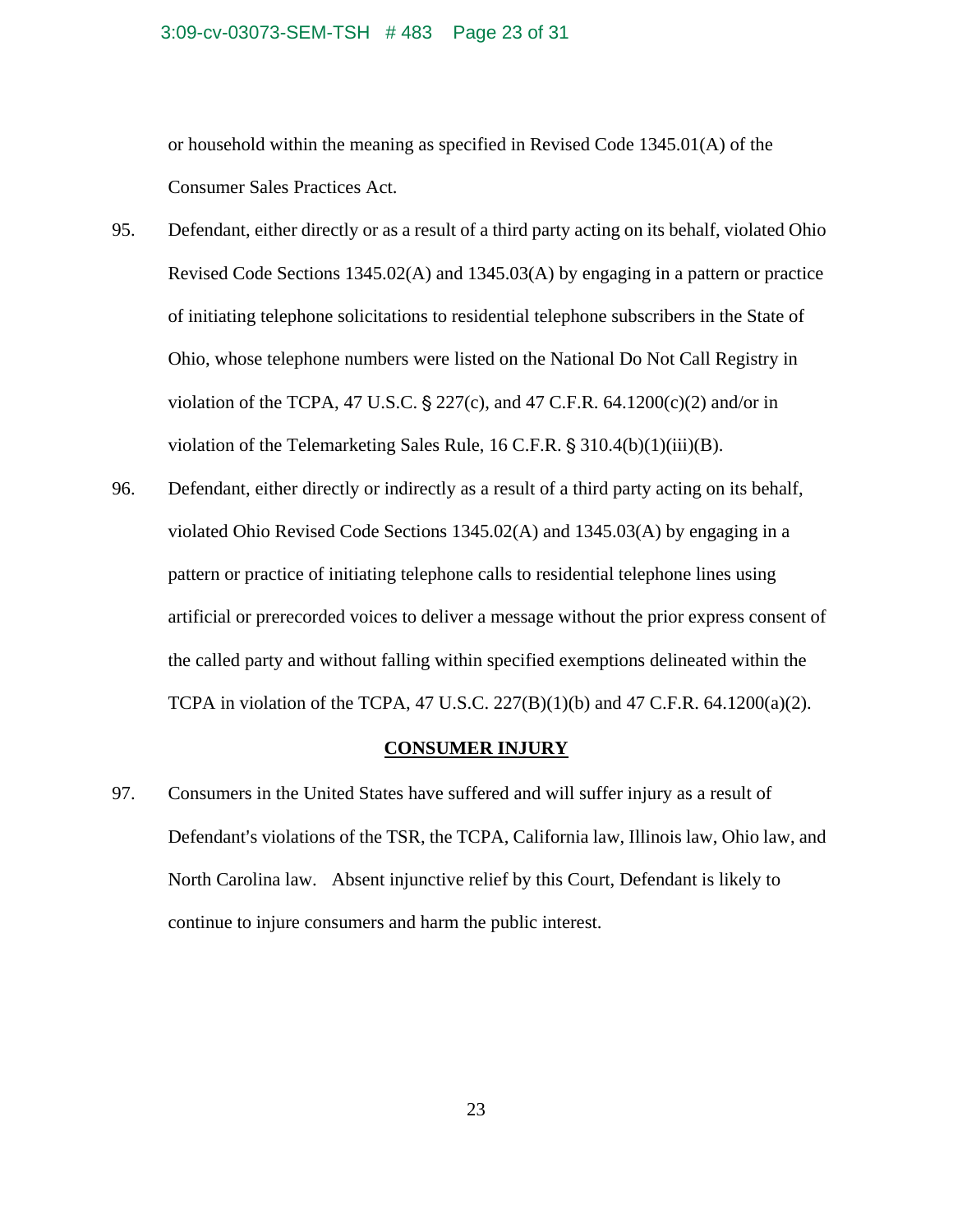or household within the meaning as specified in Revised Code 1345.01(A) of the Consumer Sales Practices Act.

95. Defendant, either directly or as a result of a third party acting on its behalf, violated Ohio Revised Code Sections 1345.02(A) and 1345.03(A) by engaging in a pattern or practice of initiating telephone solicitations to residential telephone subscribers in the State of Ohio, whose telephone numbers were listed on the National Do Not Call Registry in violation of the TCPA, 47 U.S.C. § 227(c), and 47 C.F.R. 64.1200(c)(2) and/or in violation of the Telemarketing Sales Rule, 16 C.F.R. § 310.4(b)(1)(iii)(B).

96. Defendant, either directly or indirectly as a result of a third party acting on its behalf, violated Ohio Revised Code Sections 1345.02(A) and 1345.03(A) by engaging in a pattern or practice of initiating telephone calls to residential telephone lines using artificial or prerecorded voices to deliver a message without the prior express consent of the called party and without falling within specified exemptions delineated within the TCPA in violation of the TCPA, 47 U.S.C. 227(B)(1)(b) and 47 C.F.R. 64.1200(a)(2).

## CONSUMER INJURY

97. Consumers in the United States have suffered and will suffer injury as a result of Defendant's violations of the TSR, the TCPA, California law, Illinois law, Ohio law, and North Carolina law. Absent injunctive relief by this Court, Defendant is likely to continue to injure consumers and harm the public interest.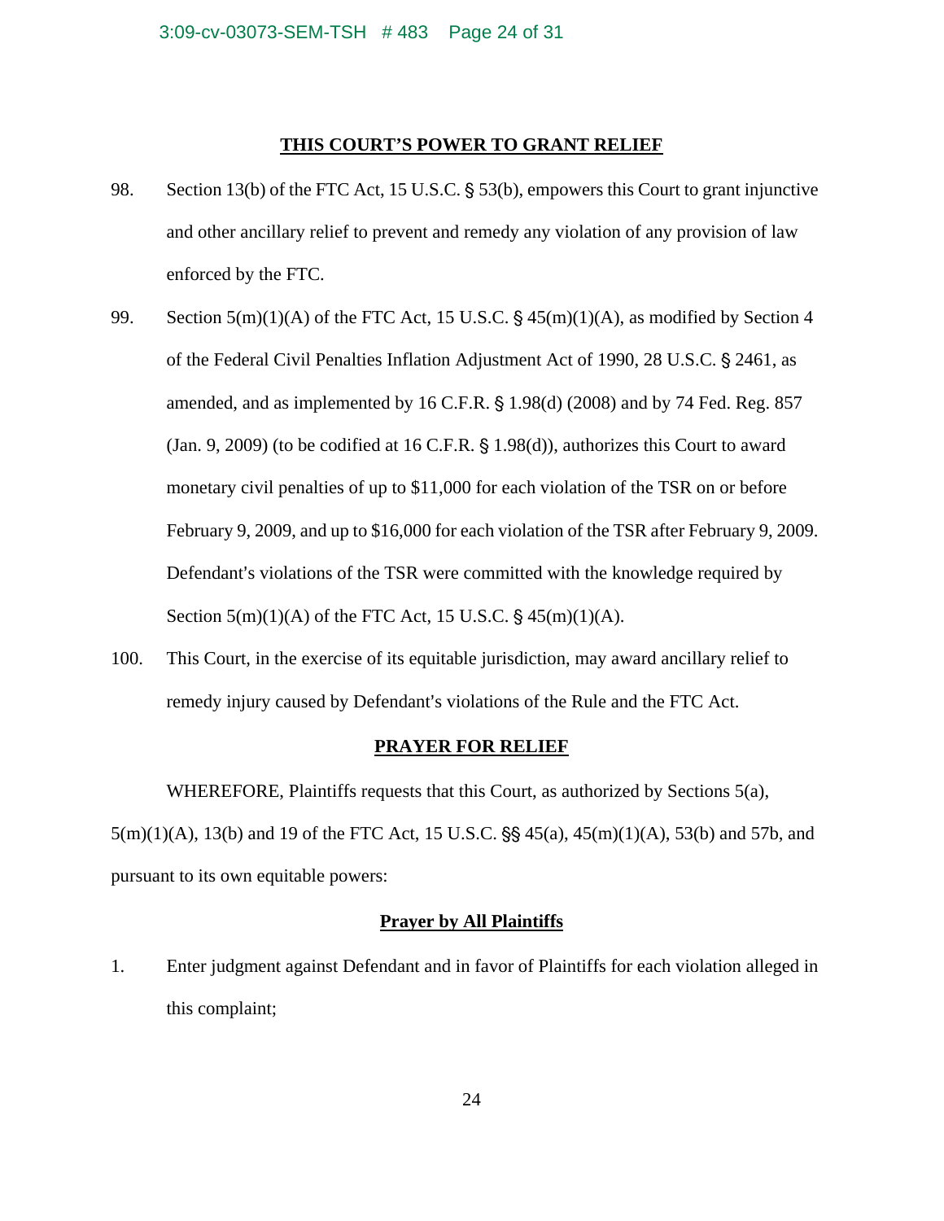## THIS COURT'S POWER TO GRANT RELIEF

98. Section 13(b) of the FTC Act, 15 U.S.C. § 53(b), empowers this Court to grant injunctive and other ancillary relief to prevent and remedy any violation of any provision of law enforced by the FTC.

99. Section 5(m)(1)(A) of the FTC Act, 15 U.S.C. § 45(m)(1)(A), as modified by Section 4 of the Federal Civil Penalties Inflation Adjustment Act of 1990, 28 U.S.C. § 2461, as amended, and as implemented by 16 C.F.R. § 1.98(d) (2008) and by 74 Fed. Reg. 857 (Jan. 9, 2009) (to be codified at 16 C.F.R. § 1.98(d)), authorizes this Court to award monetary civil penalties of up to $11,000 for each violation of the TSR on or before February 9, 2009, and up to $16,000 for each violation of the TSR after February 9, 2009. Defendant's violations of the TSR were committed with the knowledge required by Section 5(m)(1)(A) of the FTC Act, 15 U.S.C. § 45(m)(1)(A).

100. This Court, in the exercise of its equitable jurisdiction, may award ancillary relief to remedy injury caused by Defendant's violations of the Rule and the FTC Act.

## PRAYER FOR RELIEF

WHEREFORE, Plaintiffs requests that this Court, as authorized by Sections 5(a), 5(m)(1)(A), 13(b) and 19 of the FTC Act, 15 U.S.C. §§ 45(a), 45(m)(1)(A), 53(b) and 57b, and pursuant to its own equitable powers:

### Prayer by All Plaintiffs

1. Enter judgment against Defendant and in favor of Plaintiffs for each violation alleged in this complaint;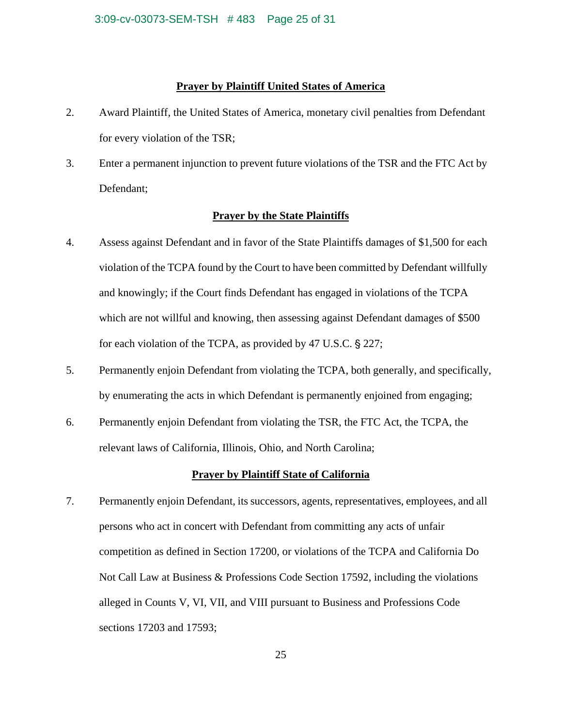**Prayer by Plaintiff United States of America**

2. Award Plaintiff, the United States of America, monetary civil penalties from Defendant for every violation of the TSR;

3. Enter a permanent injunction to prevent future violations of the TSR and the FTC Act by Defendant;

**Prayer by the State Plaintiffs**

4. Assess against Defendant and in favor of the State Plaintiffs damages of $1,500 for each violation of the TCPA found by the Court to have been committed by Defendant willfully and knowingly; if the Court finds Defendant has engaged in violations of the TCPA which are not willful and knowing, then assessing against Defendant damages of $500 for each violation of the TCPA, as provided by 47 U.S.C. § 227;

5. Permanently enjoin Defendant from violating the TCPA, both generally, and specifically, by enumerating the acts in which Defendant is permanently enjoined from engaging;

6. Permanently enjoin Defendant from violating the TSR, the FTC Act, the TCPA, the relevant laws of California, Illinois, Ohio, and North Carolina;

**Prayer by Plaintiff State of California**

7. Permanently enjoin Defendant, its successors, agents, representatives, employees, and all persons who act in concert with Defendant from committing any acts of unfair competition as defined in Section 17200, or violations of the TCPA and California Do Not Call Law at Business & Professions Code Section 17592, including the violations alleged in Counts V, VI, VII, and VIII pursuant to Business and Professions Code sections 17203 and 17593;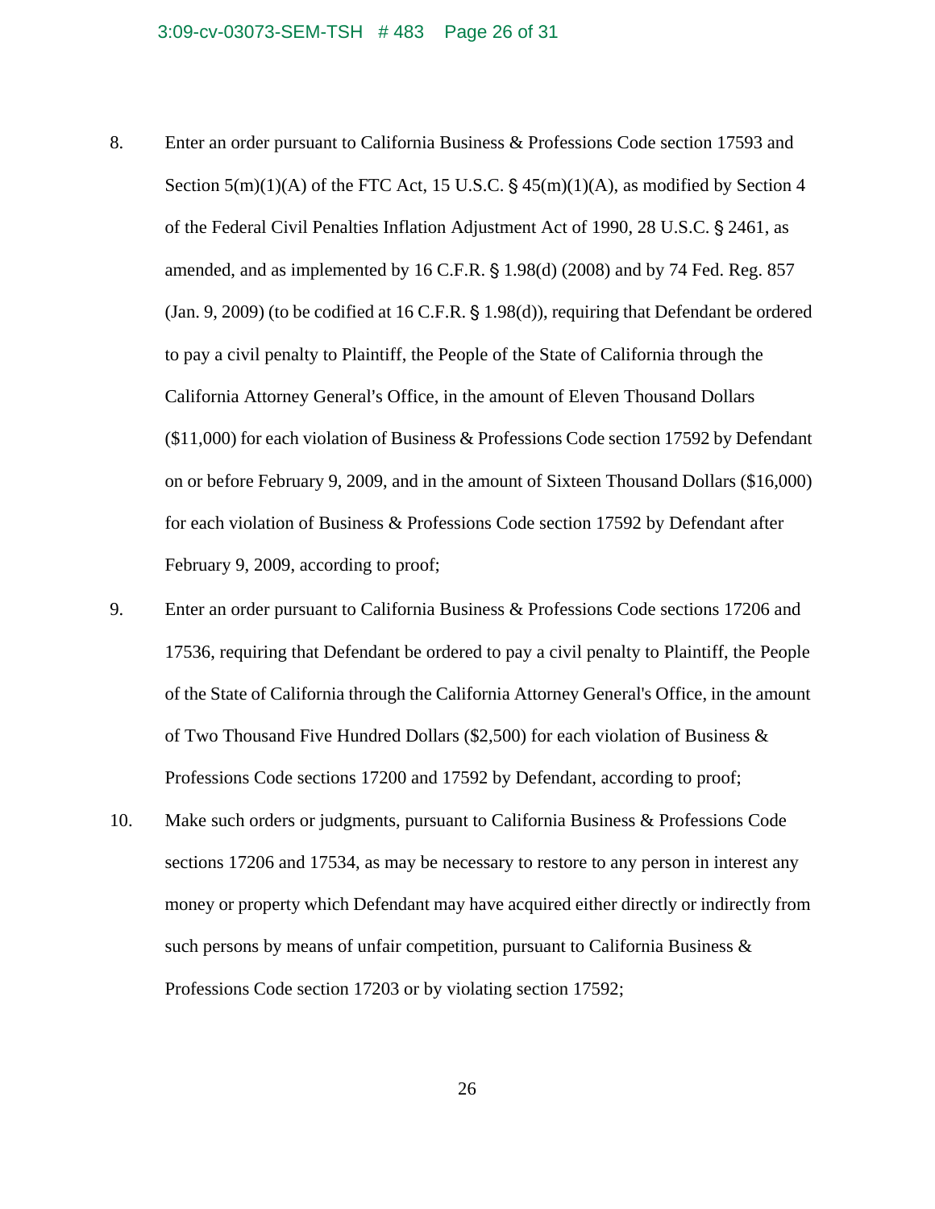8. Enter an order pursuant to California Business & Professions Code section 17593 and Section 5(m)(1)(A) of the FTC Act, 15 U.S.C. § 45(m)(1)(A), as modified by Section 4 of the Federal Civil Penalties Inflation Adjustment Act of 1990, 28 U.S.C. § 2461, as amended, and as implemented by 16 C.F.R. § 1.98(d) (2008) and by 74 Fed. Reg. 857 (Jan. 9, 2009) (to be codified at 16 C.F.R. § 1.98(d)), requiring that Defendant be ordered to pay a civil penalty to Plaintiff, the People of the State of California through the California Attorney General's Office, in the amount of Eleven Thousand Dollars ($11,000) for each violation of Business & Professions Code section 17592 by Defendant on or before February 9, 2009, and in the amount of Sixteen Thousand Dollars ($16,000) for each violation of Business & Professions Code section 17592 by Defendant after February 9, 2009, according to proof;

9. Enter an order pursuant to California Business & Professions Code sections 17206 and 17536, requiring that Defendant be ordered to pay a civil penalty to Plaintiff, the People of the State of California through the California Attorney General's Office, in the amount of Two Thousand Five Hundred Dollars ($2,500) for each violation of Business & Professions Code sections 17200 and 17592 by Defendant, according to proof;

10. Make such orders or judgments, pursuant to California Business & Professions Code sections 17206 and 17534, as may be necessary to restore to any person in interest any money or property which Defendant may have acquired either directly or indirectly from such persons by means of unfair competition, pursuant to California Business & Professions Code section 17203 or by violating section 17592;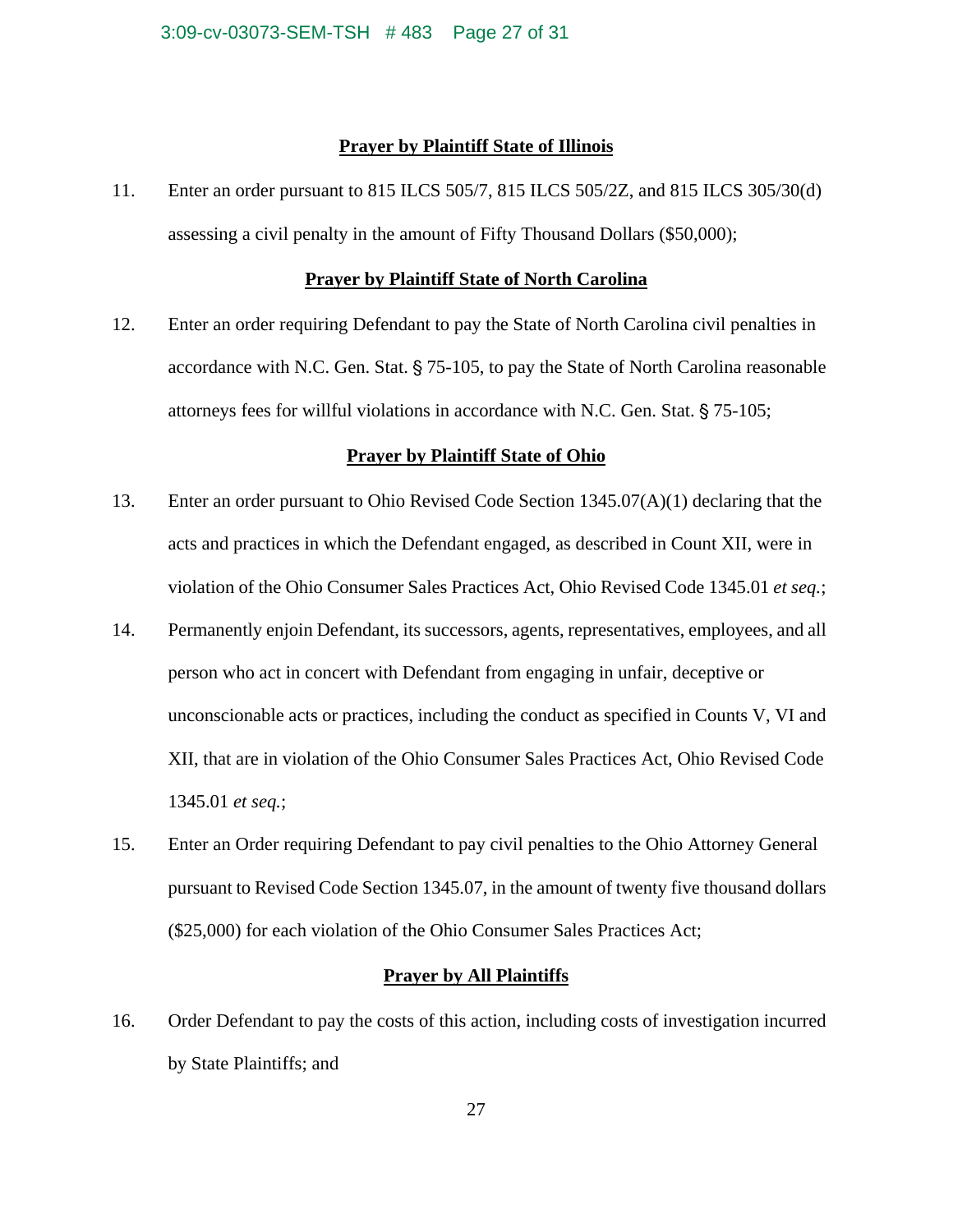**Prayer by Plaintiff State of Illinois**

11. Enter an order pursuant to 815 ILCS 505/7, 815 ILCS 505/2Z, and 815 ILCS 305/30(d) assessing a civil penalty in the amount of Fifty Thousand Dollars ($50,000);

**Prayer by Plaintiff State of North Carolina**

12. Enter an order requiring Defendant to pay the State of North Carolina civil penalties in accordance with N.C. Gen. Stat. § 75-105, to pay the State of North Carolina reasonable attorneys fees for willful violations in accordance with N.C. Gen. Stat. § 75-105;

**Prayer by Plaintiff State of Ohio**

13. Enter an order pursuant to Ohio Revised Code Section 1345.07(A)(1) declaring that the acts and practices in which the Defendant engaged, as described in Count XII, were in violation of the Ohio Consumer Sales Practices Act, Ohio Revised Code 1345.01 *et seq.*;

14. Permanently enjoin Defendant, its successors, agents, representatives, employees, and all person who act in concert with Defendant from engaging in unfair, deceptive or unconscionable acts or practices, including the conduct as specified in Counts V, VI and XII, that are in violation of the Ohio Consumer Sales Practices Act, Ohio Revised Code 1345.01 *et seq.*;

15. Enter an Order requiring Defendant to pay civil penalties to the Ohio Attorney General pursuant to Revised Code Section 1345.07, in the amount of twenty five thousand dollars ($25,000) for each violation of the Ohio Consumer Sales Practices Act;

**Prayer by All Plaintiffs**

16. Order Defendant to pay the costs of this action, including costs of investigation incurred by State Plaintiffs; and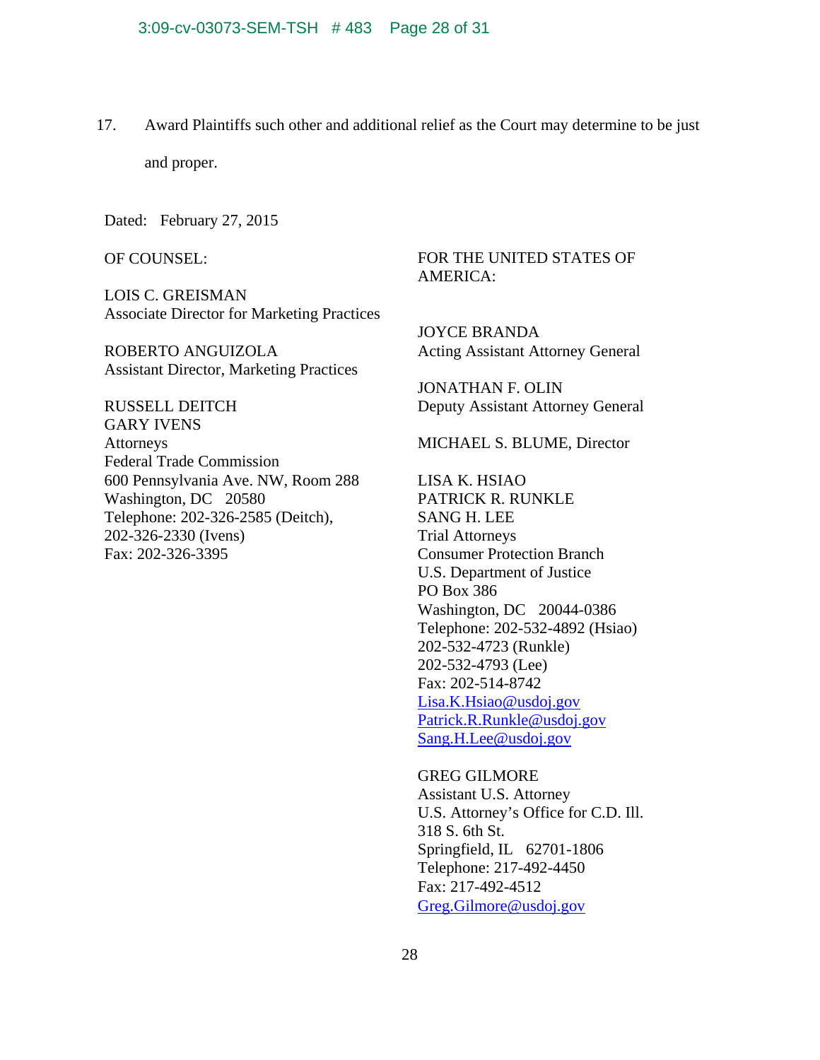17. Award Plaintiffs such other and additional relief as the Court may determine to be just and proper.

Dated: February 27, 2015

OF COUNSEL:

LOIS C. GREISMAN
Associate Director for Marketing Practices

ROBERTO ANGUIZOLA
Assistant Director, Marketing Practices

RUSSELL DEITCH
GARY IVENS
Attorneys
Federal Trade Commission
600 Pennsylvania Ave. NW, Room 288
Washington, DC 20580
Telephone: 202-326-2585 (Deitch),
202-326-2330 (Ivens)
Fax: 202-326-3395

FOR THE UNITED STATES OF AMERICA:

JOYCE BRANDA
Acting Assistant Attorney General

JONATHAN F. OLIN
Deputy Assistant Attorney General

MICHAEL S. BLUME, Director

LISA K. HSIAO
PATRICK R. RUNKLE
SANG H. LEE
Trial Attorneys
Consumer Protection Branch
U.S. Department of Justice
PO Box 386
Washington, DC 20044-0386
Telephone: 202-532-4892 (Hsiao)
202-532-4723 (Runkle)
202-532-4793 (Lee)
Fax: 202-514-8742
Lisa.K.Hsiao@usdoj.gov
Patrick.R.Runkle@usdoj.gov
Sang.H.Lee@usdoj.gov

GREG GILMORE
Assistant U.S. Attorney
U.S. Attorney's Office for C.D. Ill.
318 S. 6th St.
Springfield, IL 62701-1806
Telephone: 217-492-4450
Fax: 217-492-4512
Greg.Gilmore@usdoj.gov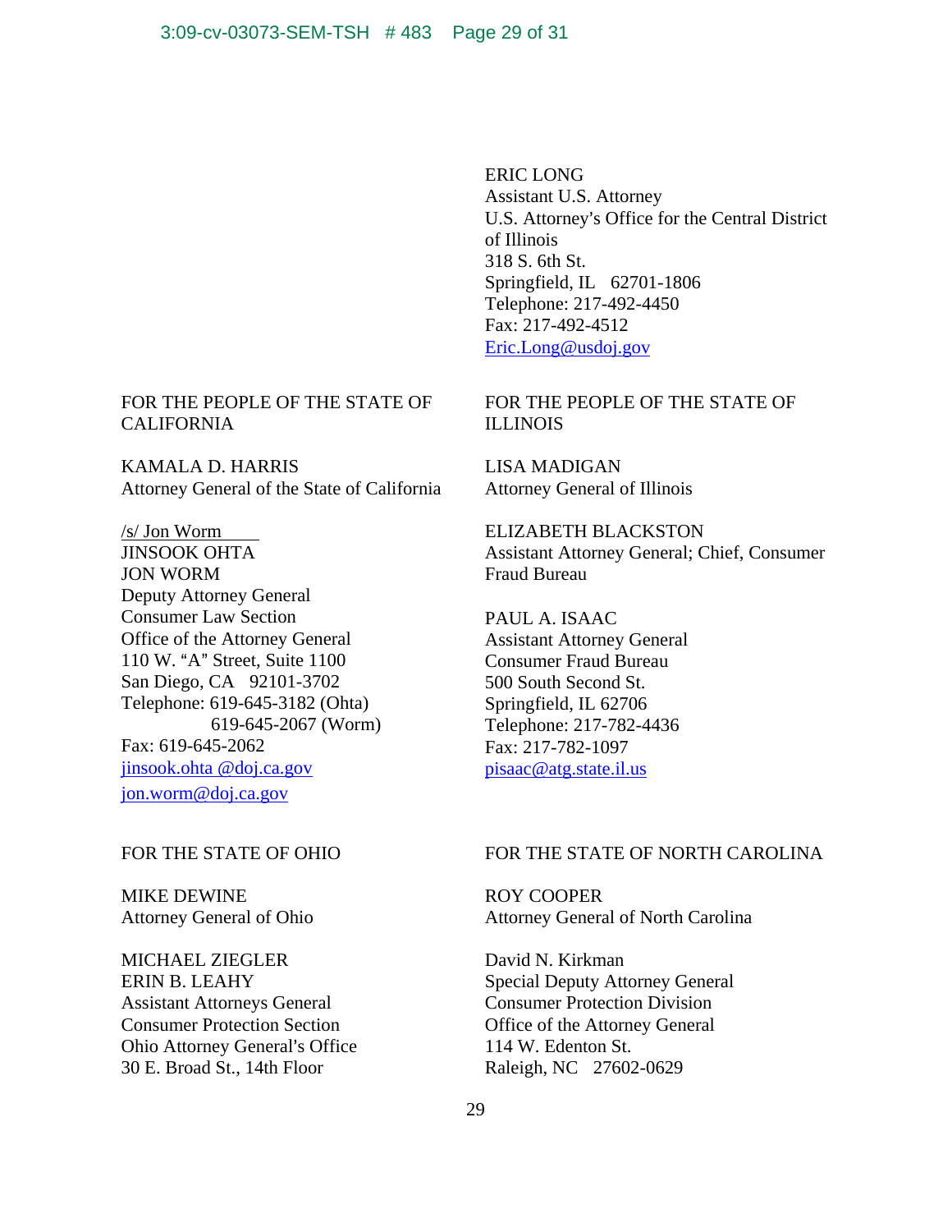ERIC LONG
Assistant U.S. Attorney
U.S. Attorney's Office for the Central District of Illinois
318 S. 6th St.
Springfield, IL 62701-1806
Telephone: 217-492-4450
Fax: 217-492-4512
Eric.Long@usdoj.gov

FOR THE PEOPLE OF THE STATE OF CALIFORNIA

KAMALA D. HARRIS
Attorney General of the State of California

/s/ Jon Worm
JINSOOK OHTA
JON WORM
Deputy Attorney General
Consumer Law Section
Office of the Attorney General
110 W. "A" Street, Suite 1100
San Diego, CA 92101-3702
Telephone: 619-645-3182 (Ohta)
619-645-2067 (Worm)
Fax: 619-645-2062
jinsook.ohta @doj.ca.gov
jon.worm@doj.ca.gov

FOR THE PEOPLE OF THE STATE OF ILLINOIS

LISA MADIGAN
Attorney General of Illinois

ELIZABETH BLACKSTON
Assistant Attorney General; Chief, Consumer Fraud Bureau

PAUL A. ISAAC
Assistant Attorney General
Consumer Fraud Bureau
500 South Second St.
Springfield, IL 62706
Telephone: 217-782-4436
Fax: 217-782-1097
pisaac@atg.state.il.us

FOR THE STATE OF OHIO

MIKE DEWINE
Attorney General of Ohio

MICHAEL ZIEGLER
ERIN B. LEAHY
Assistant Attorneys General
Consumer Protection Section
Ohio Attorney General's Office
30 E. Broad St., 14th Floor

FOR THE STATE OF NORTH CAROLINA

ROY COOPER
Attorney General of North Carolina

David N. Kirkman
Special Deputy Attorney General
Consumer Protection Division
Office of the Attorney General
114 W. Edenton St.
Raleigh, NC 27602-0629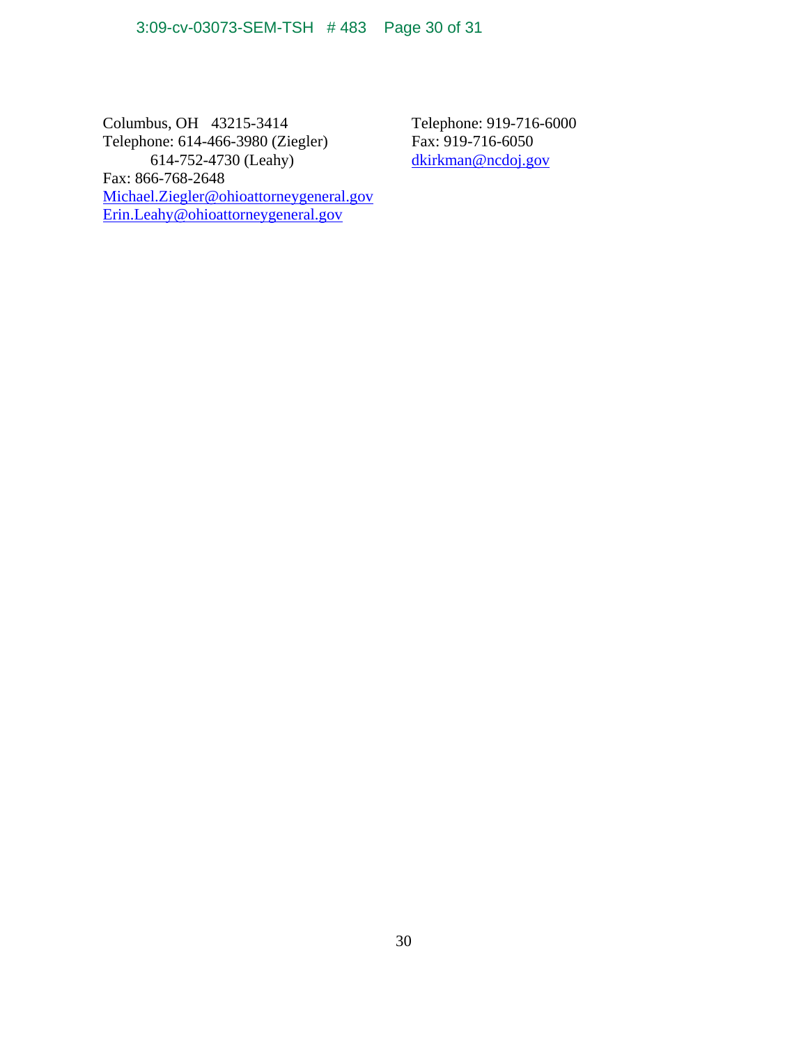Columbus, OH 43215-3414
Telephone: 614-466-3980 (Ziegler)
614-752-4730 (Leahy)
Fax: 866-768-2648
Michael.Ziegler@ohioattorneygeneral.gov
Erin.Leahy@ohioattorneygeneral.gov

Telephone: 919-716-6000
Fax: 919-716-6050
dkirkman@ncdoj.gov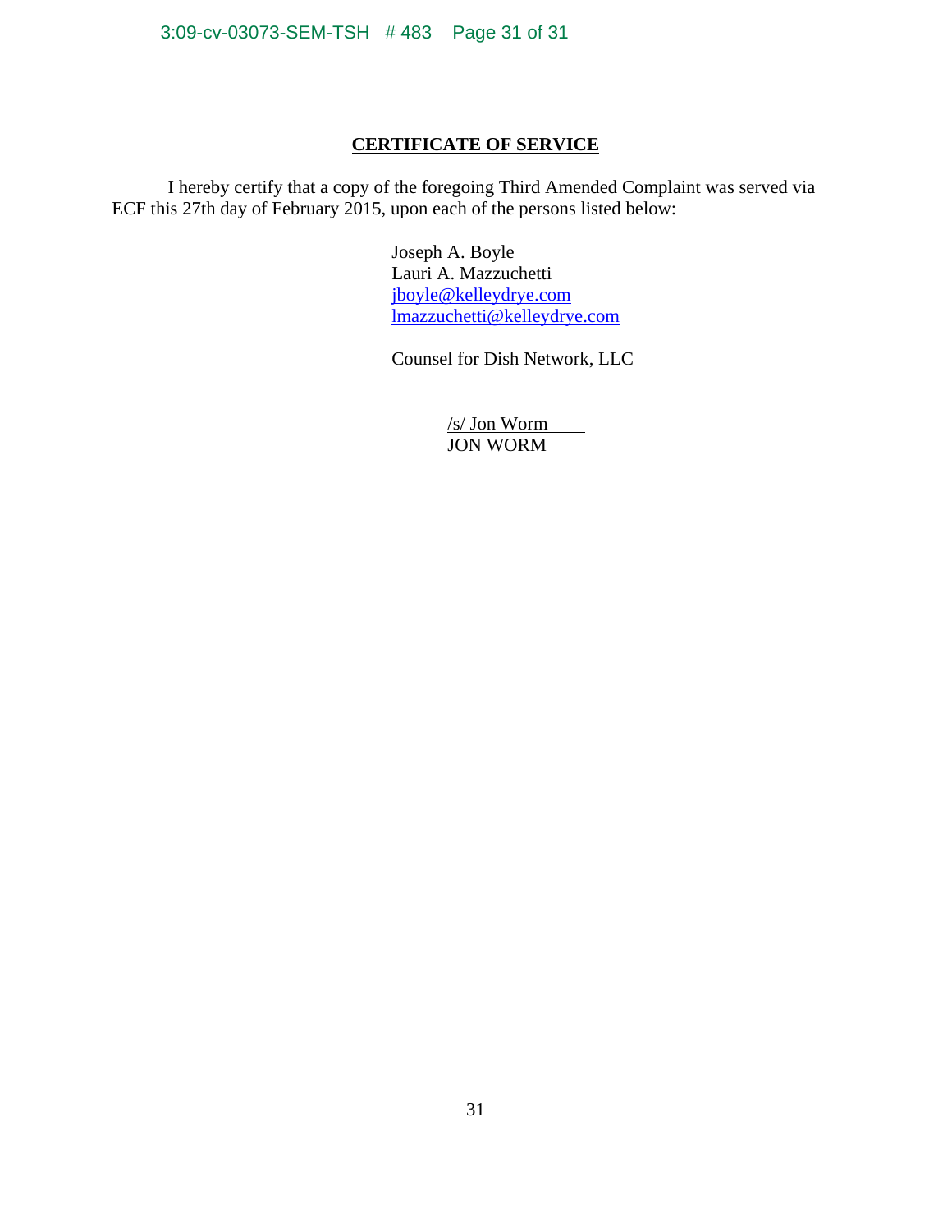## CERTIFICATE OF SERVICE

I hereby certify that a copy of the foregoing Third Amended Complaint was served via ECF this 27th day of February 2015, upon each of the persons listed below:

Joseph A. Boyle
Lauri A. Mazzuchetti
jboyle@kelleydrye.com
lmazzuchetti@kelleydrye.com

Counsel for Dish Network, LLC

/s/ Jon Worm
JON WORM